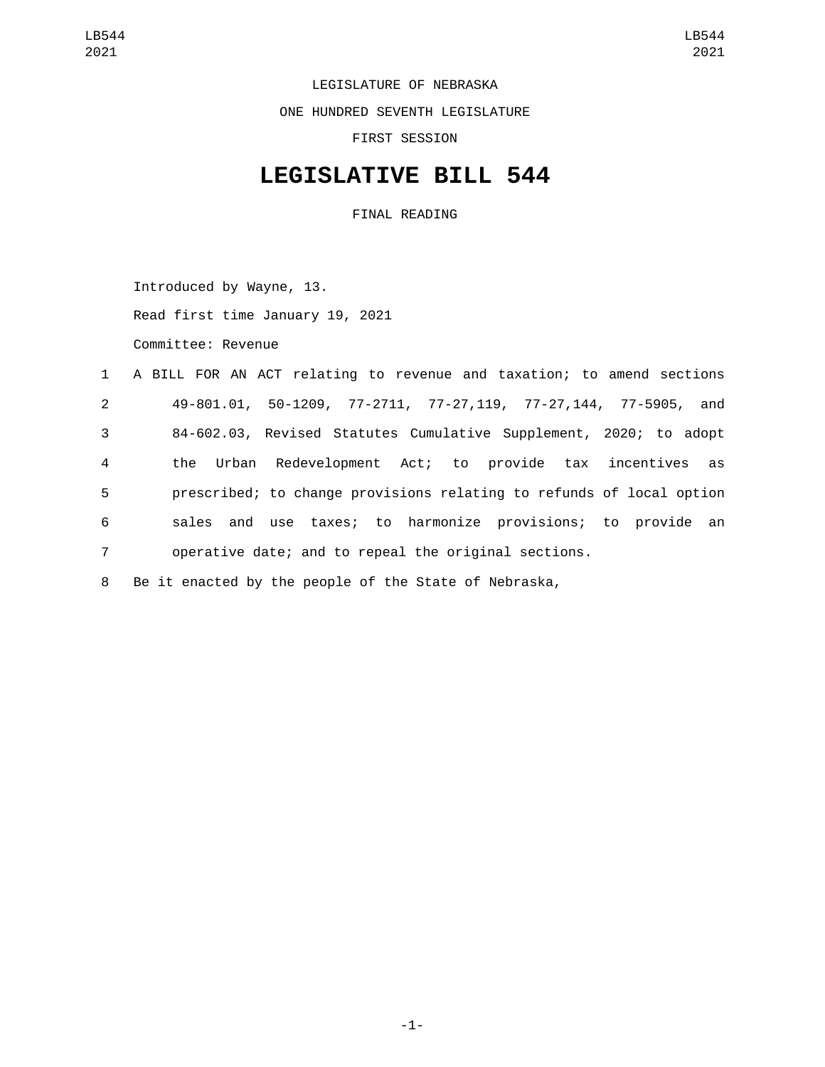LEGISLATURE OF NEBRASKA

ONE HUNDRED SEVENTH LEGISLATURE

FIRST SESSION

# LEGISLATIVE BILL 544

FINAL READING

Introduced by Wayne, 13.

Read first time January 19, 2021

Committee: Revenue

1 A BILL FOR AN ACT relating to revenue and taxation; to amend sections
2 49-801.01, 50-1209, 77-2711, 77-27,119, 77-27,144, 77-5905, and
3 84-602.03, Revised Statutes Cumulative Supplement, 2020; to adopt
4 the Urban Redevelopment Act; to provide tax incentives as
5 prescribed; to change provisions relating to refunds of local option
6 sales and use taxes; to harmonize provisions; to provide an
7 operative date; and to repeal the original sections.

8 Be it enacted by the people of the State of Nebraska,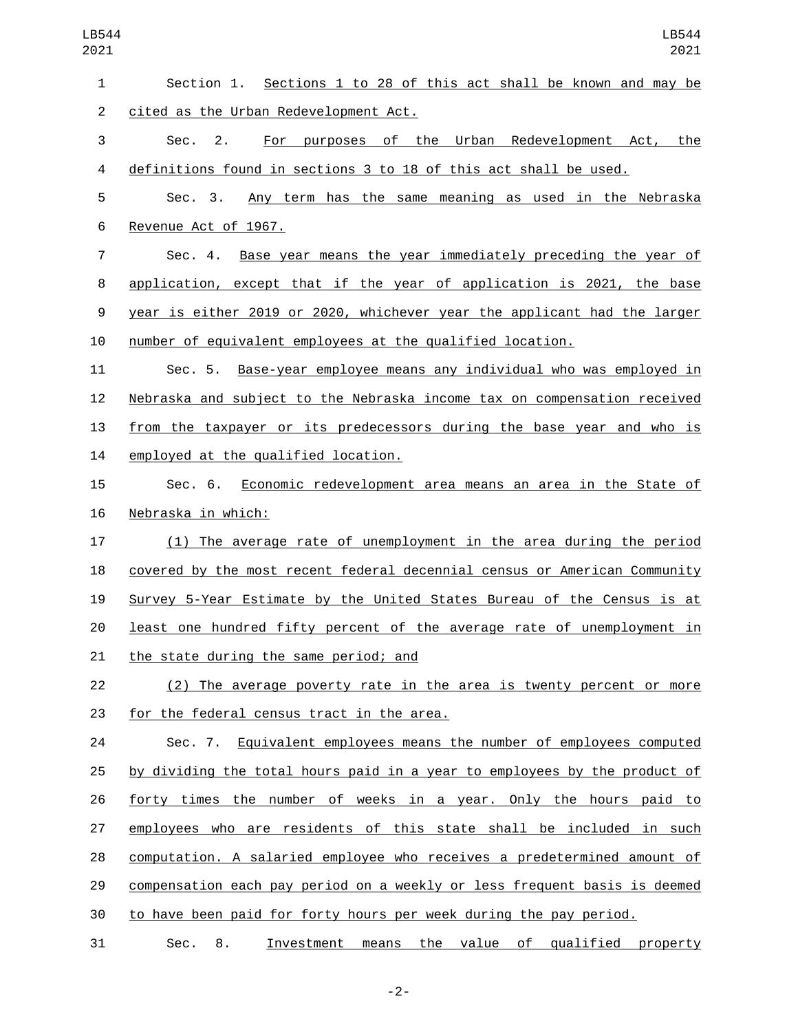Section 1. Sections 1 to 28 of this act shall be known and may be cited as the Urban Redevelopment Act.

Sec. 2. For purposes of the Urban Redevelopment Act, the definitions found in sections 3 to 18 of this act shall be used.

Sec. 3. Any term has the same meaning as used in the Nebraska Revenue Act of 1967.

Sec. 4. Base year means the year immediately preceding the year of application, except that if the year of application is 2021, the base year is either 2019 or 2020, whichever year the applicant had the larger number of equivalent employees at the qualified location.

Sec. 5. Base-year employee means any individual who was employed in Nebraska and subject to the Nebraska income tax on compensation received from the taxpayer or its predecessors during the base year and who is employed at the qualified location.

Sec. 6. Economic redevelopment area means an area in the State of Nebraska in which:

(1) The average rate of unemployment in the area during the period covered by the most recent federal decennial census or American Community Survey 5-Year Estimate by the United States Bureau of the Census is at least one hundred fifty percent of the average rate of unemployment in the state during the same period; and

(2) The average poverty rate in the area is twenty percent or more for the federal census tract in the area.

Sec. 7. Equivalent employees means the number of employees computed by dividing the total hours paid in a year to employees by the product of forty times the number of weeks in a year. Only the hours paid to employees who are residents of this state shall be included in such computation. A salaried employee who receives a predetermined amount of compensation each pay period on a weekly or less frequent basis is deemed to have been paid for forty hours per week during the pay period.

Sec. 8. Investment means the value of qualified property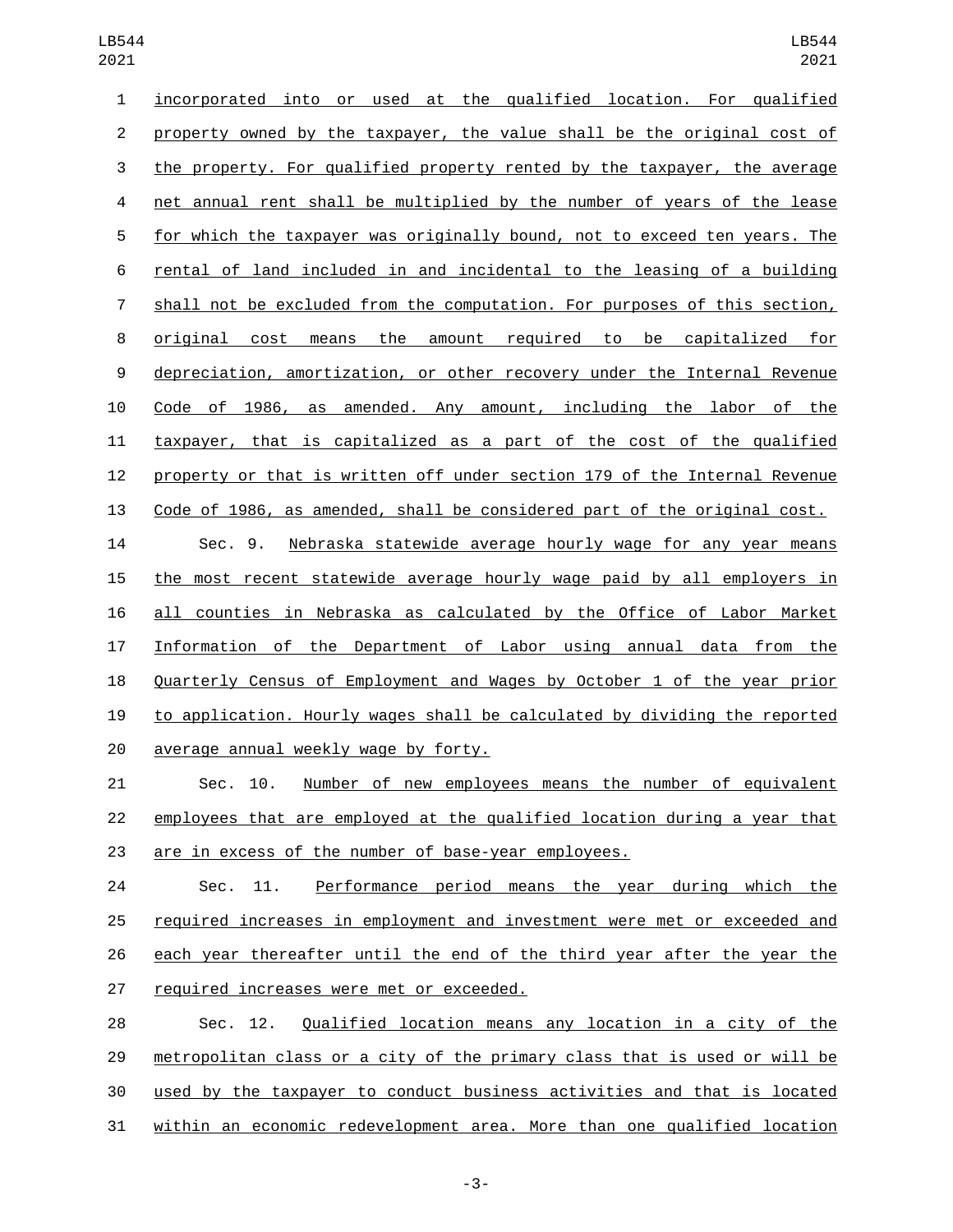incorporated into or used at the qualified location. For qualified property owned by the taxpayer, the value shall be the original cost of the property. For qualified property rented by the taxpayer, the average net annual rent shall be multiplied by the number of years of the lease for which the taxpayer was originally bound, not to exceed ten years. The rental of land included in and incidental to the leasing of a building shall not be excluded from the computation. For purposes of this section, original cost means the amount required to be capitalized for depreciation, amortization, or other recovery under the Internal Revenue Code of 1986, as amended. Any amount, including the labor of the taxpayer, that is capitalized as a part of the cost of the qualified property or that is written off under section 179 of the Internal Revenue Code of 1986, as amended, shall be considered part of the original cost.

Sec. 9. Nebraska statewide average hourly wage for any year means the most recent statewide average hourly wage paid by all employers in all counties in Nebraska as calculated by the Office of Labor Market Information of the Department of Labor using annual data from the Quarterly Census of Employment and Wages by October 1 of the year prior to application. Hourly wages shall be calculated by dividing the reported average annual weekly wage by forty.

Sec. 10. Number of new employees means the number of equivalent employees that are employed at the qualified location during a year that are in excess of the number of base-year employees.

Sec. 11. Performance period means the year during which the required increases in employment and investment were met or exceeded and each year thereafter until the end of the third year after the year the required increases were met or exceeded.

Sec. 12. Qualified location means any location in a city of the metropolitan class or a city of the primary class that is used or will be used by the taxpayer to conduct business activities and that is located within an economic redevelopment area. More than one qualified location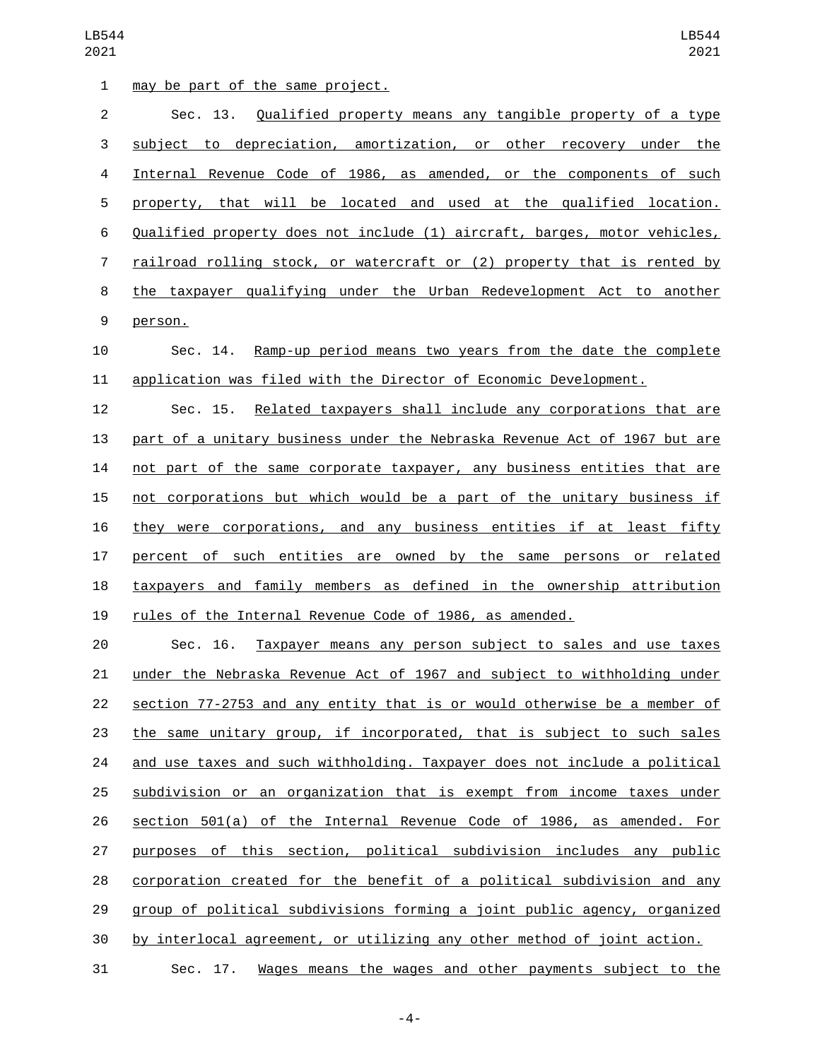may be part of the same project.

Sec. 13. Qualified property means any tangible property of a type subject to depreciation, amortization, or other recovery under the Internal Revenue Code of 1986, as amended, or the components of such property, that will be located and used at the qualified location. Qualified property does not include (1) aircraft, barges, motor vehicles, railroad rolling stock, or watercraft or (2) property that is rented by the taxpayer qualifying under the Urban Redevelopment Act to another person.

Sec. 14. Ramp-up period means two years from the date the complete application was filed with the Director of Economic Development.

Sec. 15. Related taxpayers shall include any corporations that are part of a unitary business under the Nebraska Revenue Act of 1967 but are not part of the same corporate taxpayer, any business entities that are not corporations but which would be a part of the unitary business if they were corporations, and any business entities if at least fifty percent of such entities are owned by the same persons or related taxpayers and family members as defined in the ownership attribution rules of the Internal Revenue Code of 1986, as amended.

Sec. 16. Taxpayer means any person subject to sales and use taxes under the Nebraska Revenue Act of 1967 and subject to withholding under section 77-2753 and any entity that is or would otherwise be a member of the same unitary group, if incorporated, that is subject to such sales and use taxes and such withholding. Taxpayer does not include a political subdivision or an organization that is exempt from income taxes under section 501(a) of the Internal Revenue Code of 1986, as amended. For purposes of this section, political subdivision includes any public corporation created for the benefit of a political subdivision and any group of political subdivisions forming a joint public agency, organized by interlocal agreement, or utilizing any other method of joint action.

Sec. 17. Wages means the wages and other payments subject to the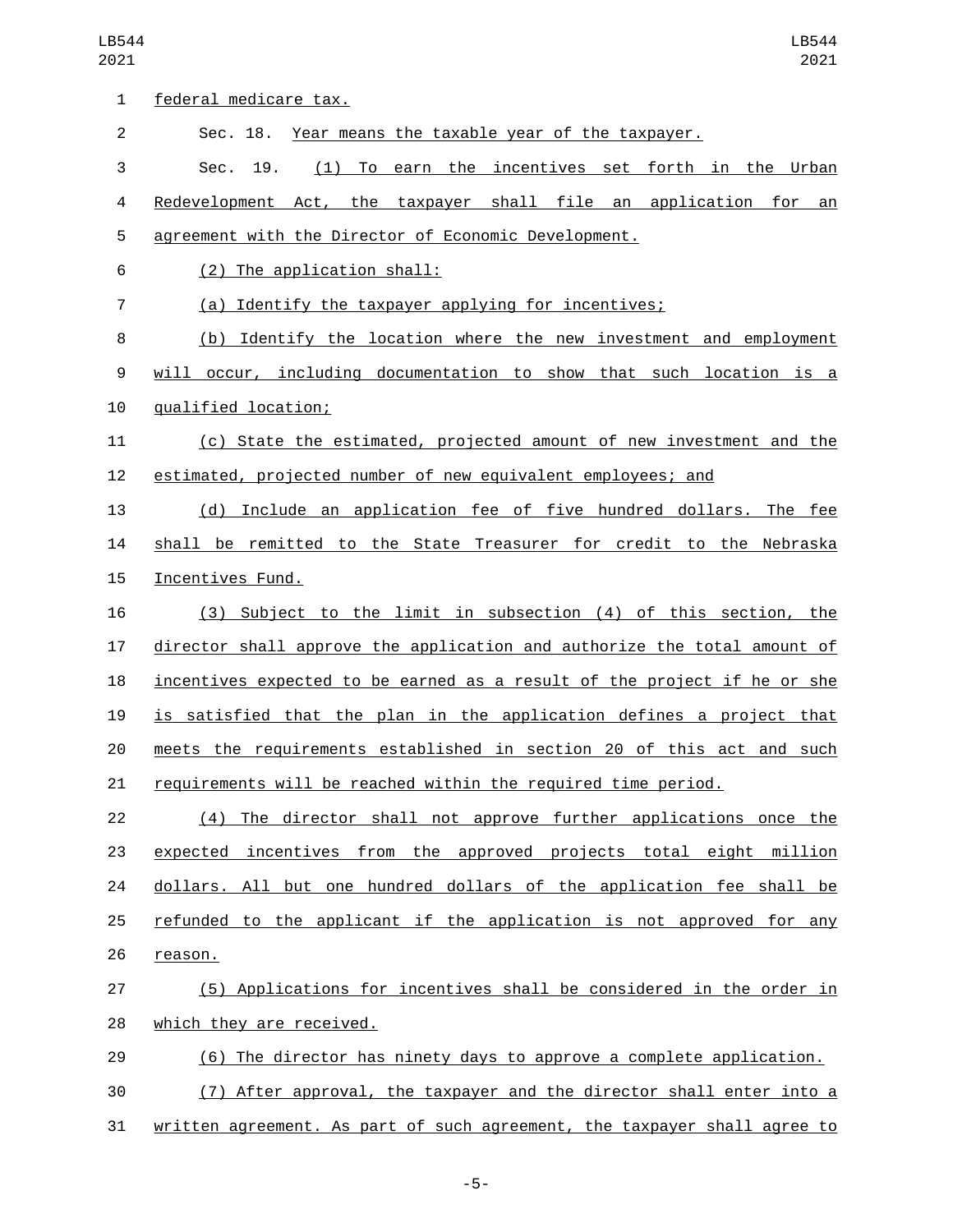federal medicare tax.

Sec. 18. Year means the taxable year of the taxpayer.

Sec. 19. (1) To earn the incentives set forth in the Urban Redevelopment Act, the taxpayer shall file an application for an agreement with the Director of Economic Development.

(2) The application shall:

(a) Identify the taxpayer applying for incentives;

(b) Identify the location where the new investment and employment will occur, including documentation to show that such location is a qualified location;

(c) State the estimated, projected amount of new investment and the estimated, projected number of new equivalent employees; and

(d) Include an application fee of five hundred dollars. The fee shall be remitted to the State Treasurer for credit to the Nebraska Incentives Fund.

(3) Subject to the limit in subsection (4) of this section, the director shall approve the application and authorize the total amount of incentives expected to be earned as a result of the project if he or she is satisfied that the plan in the application defines a project that meets the requirements established in section 20 of this act and such requirements will be reached within the required time period.

(4) The director shall not approve further applications once the expected incentives from the approved projects total eight million dollars. All but one hundred dollars of the application fee shall be refunded to the applicant if the application is not approved for any reason.

(5) Applications for incentives shall be considered in the order in which they are received.

(6) The director has ninety days to approve a complete application.

(7) After approval, the taxpayer and the director shall enter into a written agreement. As part of such agreement, the taxpayer shall agree to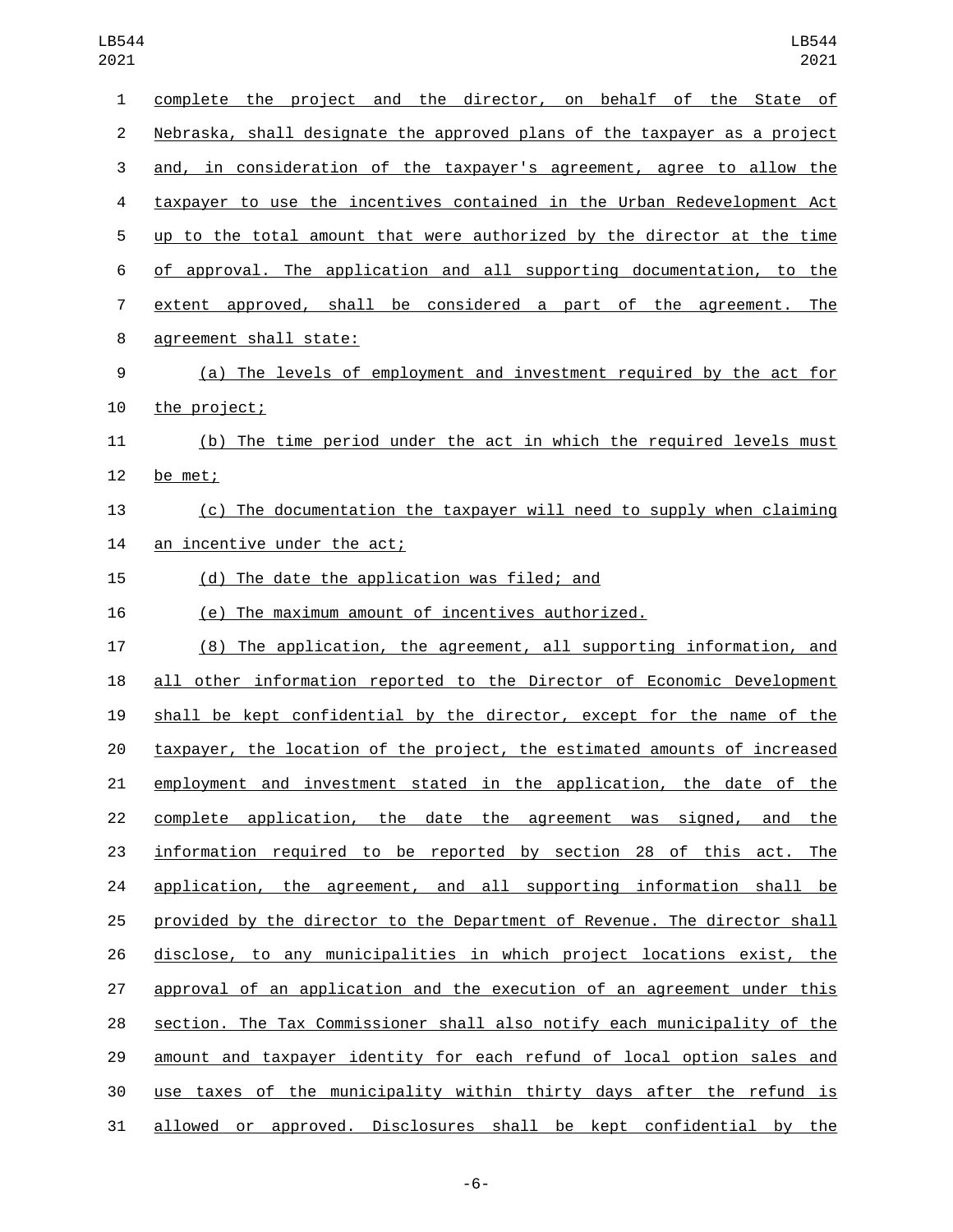complete the project and the director, on behalf of the State of Nebraska, shall designate the approved plans of the taxpayer as a project and, in consideration of the taxpayer's agreement, agree to allow the taxpayer to use the incentives contained in the Urban Redevelopment Act up to the total amount that were authorized by the director at the time of approval. The application and all supporting documentation, to the extent approved, shall be considered a part of the agreement. The agreement shall state:

(a) The levels of employment and investment required by the act for the project;

(b) The time period under the act in which the required levels must be met;

(c) The documentation the taxpayer will need to supply when claiming an incentive under the act;

(d) The date the application was filed; and

(e) The maximum amount of incentives authorized.

(8) The application, the agreement, all supporting information, and all other information reported to the Director of Economic Development shall be kept confidential by the director, except for the name of the taxpayer, the location of the project, the estimated amounts of increased employment and investment stated in the application, the date of the complete application, the date the agreement was signed, and the information required to be reported by section 28 of this act. The application, the agreement, and all supporting information shall be provided by the director to the Department of Revenue. The director shall disclose, to any municipalities in which project locations exist, the approval of an application and the execution of an agreement under this section. The Tax Commissioner shall also notify each municipality of the amount and taxpayer identity for each refund of local option sales and use taxes of the municipality within thirty days after the refund is allowed or approved. Disclosures shall be kept confidential by the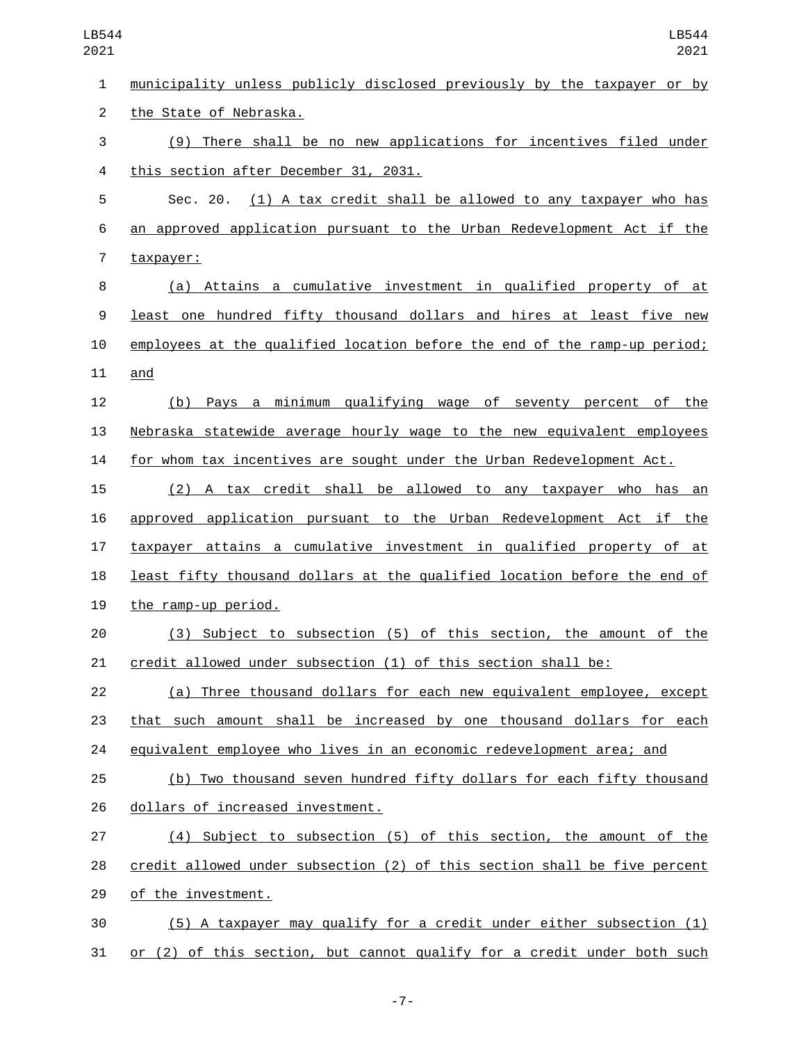municipality unless publicly disclosed previously by the taxpayer or by the State of Nebraska.

(9) There shall be no new applications for incentives filed under this section after December 31, 2031.

Sec. 20. (1) A tax credit shall be allowed to any taxpayer who has an approved application pursuant to the Urban Redevelopment Act if the taxpayer:

(a) Attains a cumulative investment in qualified property of at least one hundred fifty thousand dollars and hires at least five new employees at the qualified location before the end of the ramp-up period; and

(b) Pays a minimum qualifying wage of seventy percent of the Nebraska statewide average hourly wage to the new equivalent employees for whom tax incentives are sought under the Urban Redevelopment Act.

(2) A tax credit shall be allowed to any taxpayer who has an approved application pursuant to the Urban Redevelopment Act if the taxpayer attains a cumulative investment in qualified property of at least fifty thousand dollars at the qualified location before the end of the ramp-up period.

(3) Subject to subsection (5) of this section, the amount of the credit allowed under subsection (1) of this section shall be:

(a) Three thousand dollars for each new equivalent employee, except that such amount shall be increased by one thousand dollars for each equivalent employee who lives in an economic redevelopment area; and

(b) Two thousand seven hundred fifty dollars for each fifty thousand dollars of increased investment.

(4) Subject to subsection (5) of this section, the amount of the credit allowed under subsection (2) of this section shall be five percent of the investment.

(5) A taxpayer may qualify for a credit under either subsection (1) or (2) of this section, but cannot qualify for a credit under both such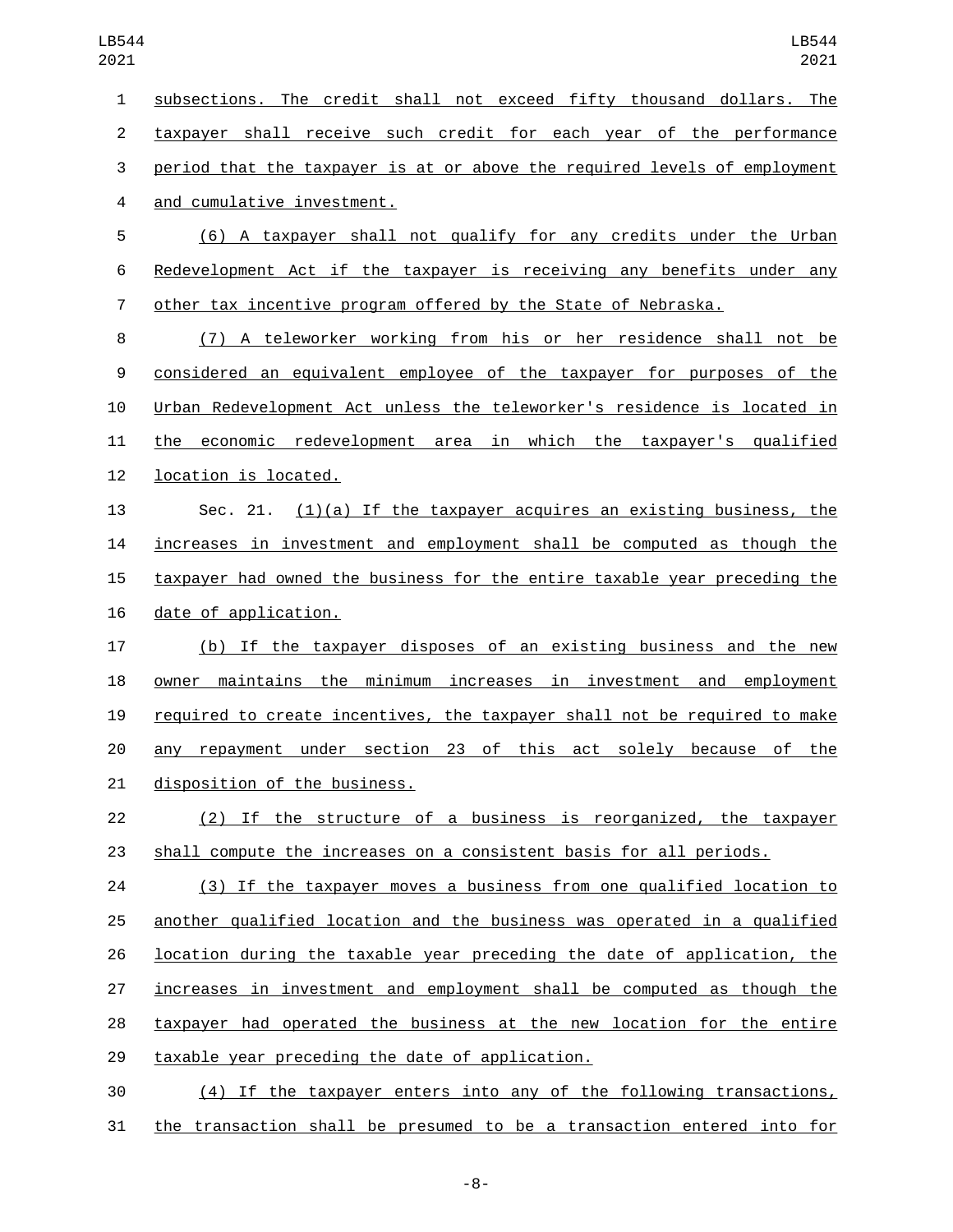subsections. The credit shall not exceed fifty thousand dollars. The taxpayer shall receive such credit for each year of the performance period that the taxpayer is at or above the required levels of employment and cumulative investment.

(6) A taxpayer shall not qualify for any credits under the Urban Redevelopment Act if the taxpayer is receiving any benefits under any other tax incentive program offered by the State of Nebraska.

(7) A teleworker working from his or her residence shall not be considered an equivalent employee of the taxpayer for purposes of the Urban Redevelopment Act unless the teleworker's residence is located in the economic redevelopment area in which the taxpayer's qualified location is located.

Sec. 21. (1)(a) If the taxpayer acquires an existing business, the increases in investment and employment shall be computed as though the taxpayer had owned the business for the entire taxable year preceding the date of application.

(b) If the taxpayer disposes of an existing business and the new owner maintains the minimum increases in investment and employment required to create incentives, the taxpayer shall not be required to make any repayment under section 23 of this act solely because of the disposition of the business.

(2) If the structure of a business is reorganized, the taxpayer shall compute the increases on a consistent basis for all periods.

(3) If the taxpayer moves a business from one qualified location to another qualified location and the business was operated in a qualified location during the taxable year preceding the date of application, the increases in investment and employment shall be computed as though the taxpayer had operated the business at the new location for the entire taxable year preceding the date of application.

(4) If the taxpayer enters into any of the following transactions, the transaction shall be presumed to be a transaction entered into for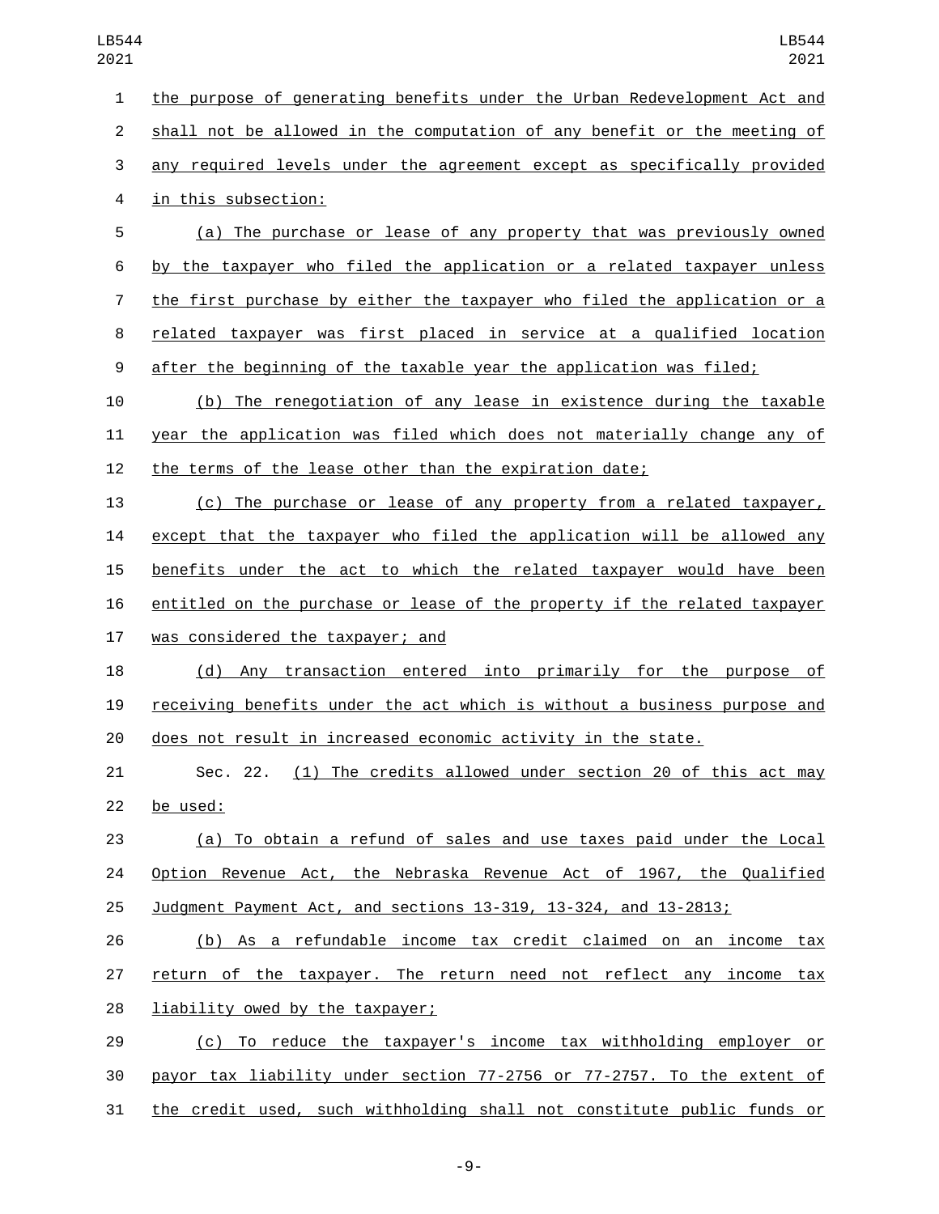the purpose of generating benefits under the Urban Redevelopment Act and shall not be allowed in the computation of any benefit or the meeting of any required levels under the agreement except as specifically provided in this subsection:

(a) The purchase or lease of any property that was previously owned by the taxpayer who filed the application or a related taxpayer unless the first purchase by either the taxpayer who filed the application or a related taxpayer was first placed in service at a qualified location after the beginning of the taxable year the application was filed;

(b) The renegotiation of any lease in existence during the taxable year the application was filed which does not materially change any of the terms of the lease other than the expiration date;

(c) The purchase or lease of any property from a related taxpayer, except that the taxpayer who filed the application will be allowed any benefits under the act to which the related taxpayer would have been entitled on the purchase or lease of the property if the related taxpayer was considered the taxpayer; and

(d) Any transaction entered into primarily for the purpose of receiving benefits under the act which is without a business purpose and does not result in increased economic activity in the state.

Sec. 22. (1) The credits allowed under section 20 of this act may be used:

(a) To obtain a refund of sales and use taxes paid under the Local Option Revenue Act, the Nebraska Revenue Act of 1967, the Qualified Judgment Payment Act, and sections 13-319, 13-324, and 13-2813;

(b) As a refundable income tax credit claimed on an income tax return of the taxpayer. The return need not reflect any income tax liability owed by the taxpayer;

(c) To reduce the taxpayer's income tax withholding employer or payor tax liability under section 77-2756 or 77-2757. To the extent of the credit used, such withholding shall not constitute public funds or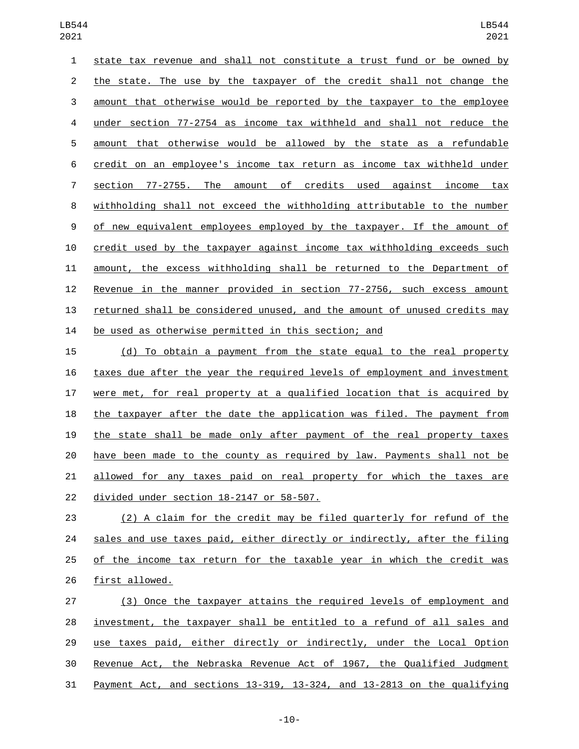state tax revenue and shall not constitute a trust fund or be owned by the state. The use by the taxpayer of the credit shall not change the amount that otherwise would be reported by the taxpayer to the employee under section 77-2754 as income tax withheld and shall not reduce the amount that otherwise would be allowed by the state as a refundable credit on an employee's income tax return as income tax withheld under section 77-2755. The amount of credits used against income tax withholding shall not exceed the withholding attributable to the number of new equivalent employees employed by the taxpayer. If the amount of credit used by the taxpayer against income tax withholding exceeds such amount, the excess withholding shall be returned to the Department of Revenue in the manner provided in section 77-2756, such excess amount returned shall be considered unused, and the amount of unused credits may be used as otherwise permitted in this section; and

(d) To obtain a payment from the state equal to the real property taxes due after the year the required levels of employment and investment were met, for real property at a qualified location that is acquired by the taxpayer after the date the application was filed. The payment from the state shall be made only after payment of the real property taxes have been made to the county as required by law. Payments shall not be allowed for any taxes paid on real property for which the taxes are divided under section 18-2147 or 58-507.

(2) A claim for the credit may be filed quarterly for refund of the sales and use taxes paid, either directly or indirectly, after the filing of the income tax return for the taxable year in which the credit was first allowed.

(3) Once the taxpayer attains the required levels of employment and investment, the taxpayer shall be entitled to a refund of all sales and use taxes paid, either directly or indirectly, under the Local Option Revenue Act, the Nebraska Revenue Act of 1967, the Qualified Judgment Payment Act, and sections 13-319, 13-324, and 13-2813 on the qualifying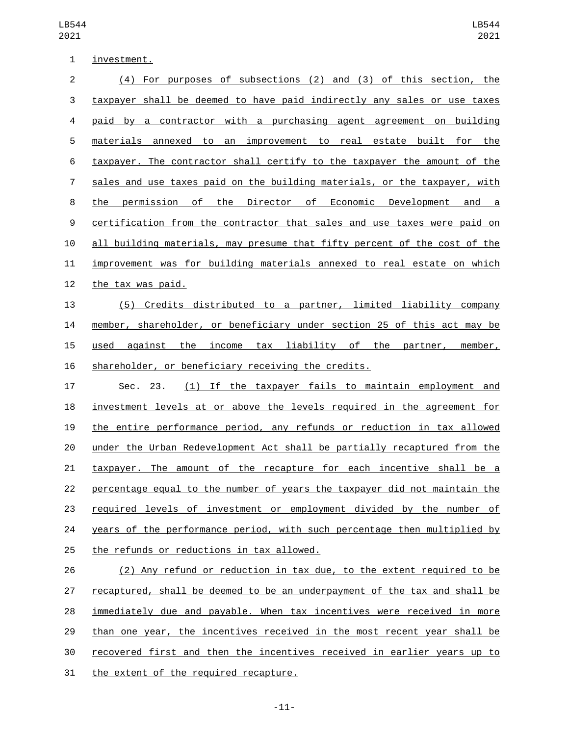investment.

(4) For purposes of subsections (2) and (3) of this section, the taxpayer shall be deemed to have paid indirectly any sales or use taxes paid by a contractor with a purchasing agent agreement on building materials annexed to an improvement to real estate built for the taxpayer. The contractor shall certify to the taxpayer the amount of the sales and use taxes paid on the building materials, or the taxpayer, with the permission of the Director of Economic Development and a certification from the contractor that sales and use taxes were paid on all building materials, may presume that fifty percent of the cost of the improvement was for building materials annexed to real estate on which the tax was paid.

(5) Credits distributed to a partner, limited liability company member, shareholder, or beneficiary under section 25 of this act may be used against the income tax liability of the partner, member, shareholder, or beneficiary receiving the credits.

Sec. 23. (1) If the taxpayer fails to maintain employment and investment levels at or above the levels required in the agreement for the entire performance period, any refunds or reduction in tax allowed under the Urban Redevelopment Act shall be partially recaptured from the taxpayer. The amount of the recapture for each incentive shall be a percentage equal to the number of years the taxpayer did not maintain the required levels of investment or employment divided by the number of years of the performance period, with such percentage then multiplied by the refunds or reductions in tax allowed.

(2) Any refund or reduction in tax due, to the extent required to be recaptured, shall be deemed to be an underpayment of the tax and shall be immediately due and payable. When tax incentives were received in more than one year, the incentives received in the most recent year shall be recovered first and then the incentives received in earlier years up to the extent of the required recapture.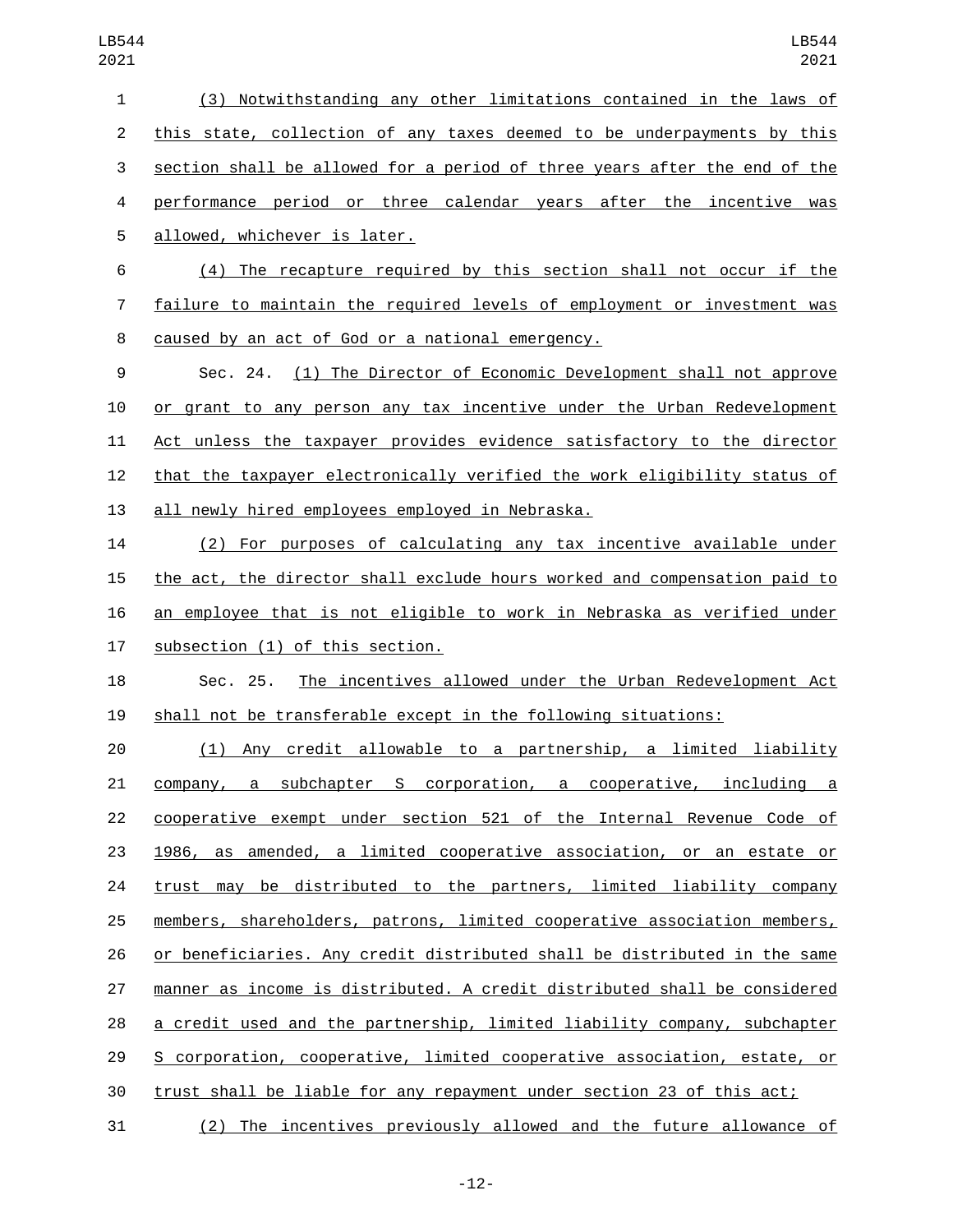(3) Notwithstanding any other limitations contained in the laws of this state, collection of any taxes deemed to be underpayments by this section shall be allowed for a period of three years after the end of the performance period or three calendar years after the incentive was allowed, whichever is later.

(4) The recapture required by this section shall not occur if the failure to maintain the required levels of employment or investment was caused by an act of God or a national emergency.

Sec. 24. (1) The Director of Economic Development shall not approve or grant to any person any tax incentive under the Urban Redevelopment Act unless the taxpayer provides evidence satisfactory to the director that the taxpayer electronically verified the work eligibility status of all newly hired employees employed in Nebraska.

(2) For purposes of calculating any tax incentive available under the act, the director shall exclude hours worked and compensation paid to an employee that is not eligible to work in Nebraska as verified under subsection (1) of this section.

Sec. 25. The incentives allowed under the Urban Redevelopment Act shall not be transferable except in the following situations:

(1) Any credit allowable to a partnership, a limited liability company, a subchapter S corporation, a cooperative, including a cooperative exempt under section 521 of the Internal Revenue Code of 1986, as amended, a limited cooperative association, or an estate or trust may be distributed to the partners, limited liability company members, shareholders, patrons, limited cooperative association members, or beneficiaries. Any credit distributed shall be distributed in the same manner as income is distributed. A credit distributed shall be considered a credit used and the partnership, limited liability company, subchapter S corporation, cooperative, limited cooperative association, estate, or trust shall be liable for any repayment under section 23 of this act;

(2) The incentives previously allowed and the future allowance of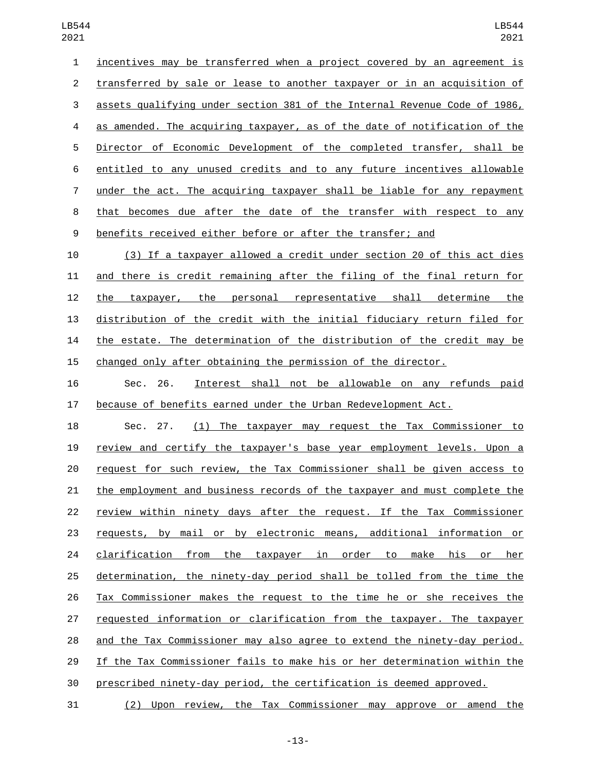incentives may be transferred when a project covered by an agreement is transferred by sale or lease to another taxpayer or in an acquisition of assets qualifying under section 381 of the Internal Revenue Code of 1986, as amended. The acquiring taxpayer, as of the date of notification of the Director of Economic Development of the completed transfer, shall be entitled to any unused credits and to any future incentives allowable under the act. The acquiring taxpayer shall be liable for any repayment that becomes due after the date of the transfer with respect to any benefits received either before or after the transfer; and

(3) If a taxpayer allowed a credit under section 20 of this act dies and there is credit remaining after the filing of the final return for the taxpayer, the personal representative shall determine the distribution of the credit with the initial fiduciary return filed for the estate. The determination of the distribution of the credit may be changed only after obtaining the permission of the director.

Sec. 26. Interest shall not be allowable on any refunds paid because of benefits earned under the Urban Redevelopment Act.

Sec. 27. (1) The taxpayer may request the Tax Commissioner to review and certify the taxpayer's base year employment levels. Upon a request for such review, the Tax Commissioner shall be given access to the employment and business records of the taxpayer and must complete the review within ninety days after the request. If the Tax Commissioner requests, by mail or by electronic means, additional information or clarification from the taxpayer in order to make his or her determination, the ninety-day period shall be tolled from the time the Tax Commissioner makes the request to the time he or she receives the requested information or clarification from the taxpayer. The taxpayer and the Tax Commissioner may also agree to extend the ninety-day period. If the Tax Commissioner fails to make his or her determination within the prescribed ninety-day period, the certification is deemed approved.

(2) Upon review, the Tax Commissioner may approve or amend the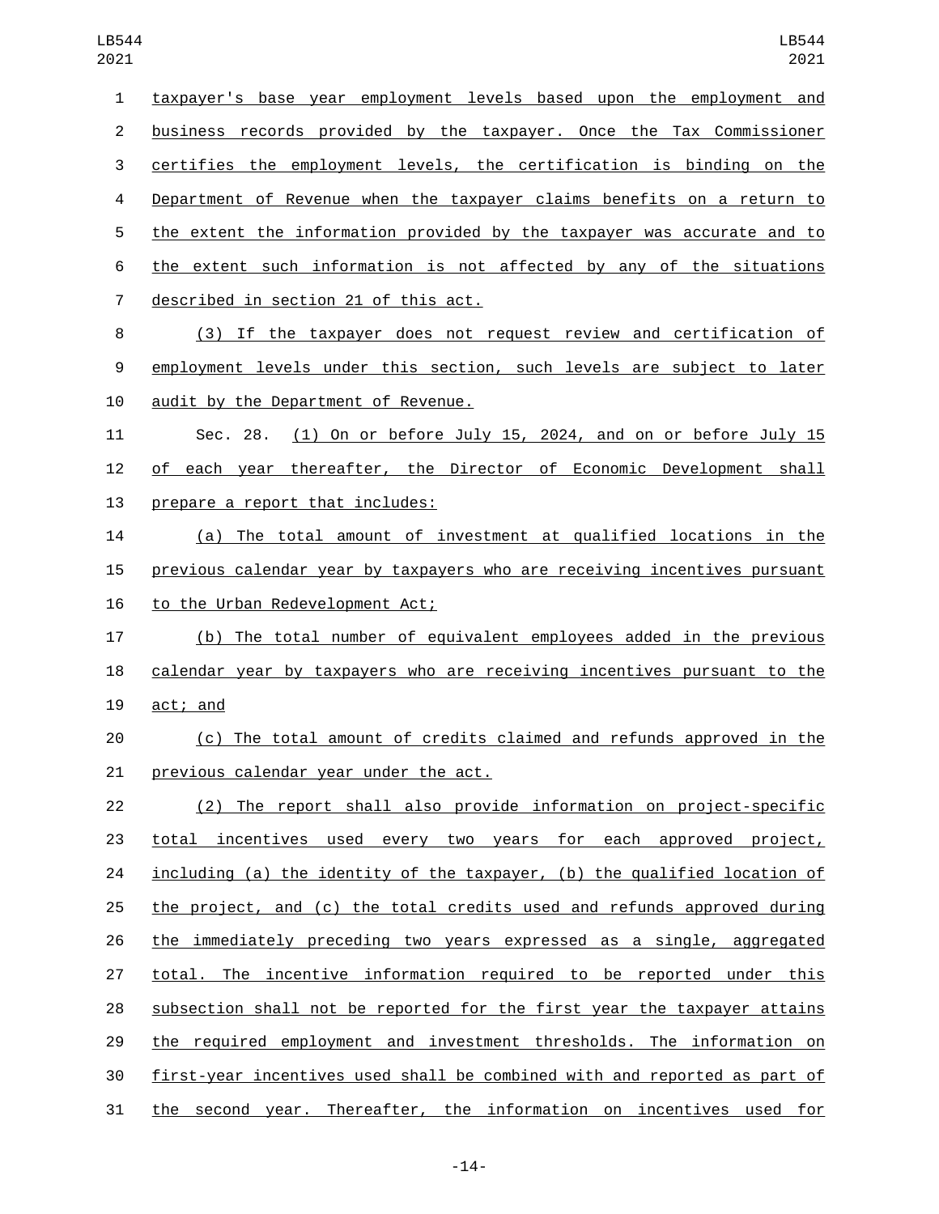taxpayer's base year employment levels based upon the employment and business records provided by the taxpayer. Once the Tax Commissioner certifies the employment levels, the certification is binding on the Department of Revenue when the taxpayer claims benefits on a return to the extent the information provided by the taxpayer was accurate and to the extent such information is not affected by any of the situations described in section 21 of this act.

(3) If the taxpayer does not request review and certification of employment levels under this section, such levels are subject to later audit by the Department of Revenue.

Sec. 28. (1) On or before July 15, 2024, and on or before July 15 of each year thereafter, the Director of Economic Development shall prepare a report that includes:

(a) The total amount of investment at qualified locations in the previous calendar year by taxpayers who are receiving incentives pursuant to the Urban Redevelopment Act;

(b) The total number of equivalent employees added in the previous calendar year by taxpayers who are receiving incentives pursuant to the act; and

(c) The total amount of credits claimed and refunds approved in the previous calendar year under the act.

(2) The report shall also provide information on project-specific total incentives used every two years for each approved project, including (a) the identity of the taxpayer, (b) the qualified location of the project, and (c) the total credits used and refunds approved during the immediately preceding two years expressed as a single, aggregated total. The incentive information required to be reported under this subsection shall not be reported for the first year the taxpayer attains the required employment and investment thresholds. The information on first-year incentives used shall be combined with and reported as part of the second year. Thereafter, the information on incentives used for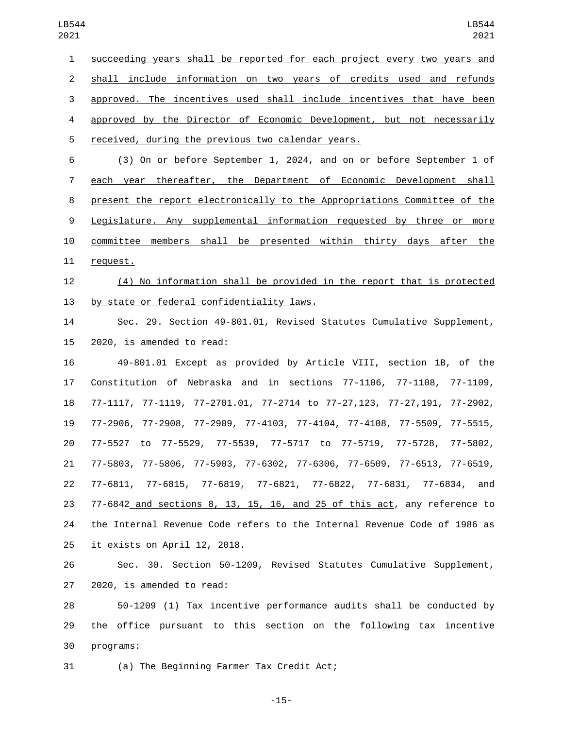succeeding years shall be reported for each project every two years and shall include information on two years of credits used and refunds approved. The incentives used shall include incentives that have been approved by the Director of Economic Development, but not necessarily received, during the previous two calendar years.

(3) On or before September 1, 2024, and on or before September 1 of each year thereafter, the Department of Economic Development shall present the report electronically to the Appropriations Committee of the Legislature. Any supplemental information requested by three or more committee members shall be presented within thirty days after the request.

(4) No information shall be provided in the report that is protected by state or federal confidentiality laws.

Sec. 29. Section 49-801.01, Revised Statutes Cumulative Supplement, 2020, is amended to read:

49-801.01 Except as provided by Article VIII, section 1B, of the Constitution of Nebraska and in sections 77-1106, 77-1108, 77-1109, 77-1117, 77-1119, 77-2701.01, 77-2714 to 77-27,123, 77-27,191, 77-2902, 77-2906, 77-2908, 77-2909, 77-4103, 77-4104, 77-4108, 77-5509, 77-5515, 77-5527 to 77-5529, 77-5539, 77-5717 to 77-5719, 77-5728, 77-5802, 77-5803, 77-5806, 77-5903, 77-6302, 77-6306, 77-6509, 77-6513, 77-6519, 77-6811, 77-6815, 77-6819, 77-6821, 77-6822, 77-6831, 77-6834, and 77-6842 and sections 8, 13, 15, 16, and 25 of this act, any reference to the Internal Revenue Code refers to the Internal Revenue Code of 1986 as it exists on April 12, 2018.

Sec. 30. Section 50-1209, Revised Statutes Cumulative Supplement, 2020, is amended to read:

50-1209 (1) Tax incentive performance audits shall be conducted by the office pursuant to this section on the following tax incentive programs:

(a) The Beginning Farmer Tax Credit Act;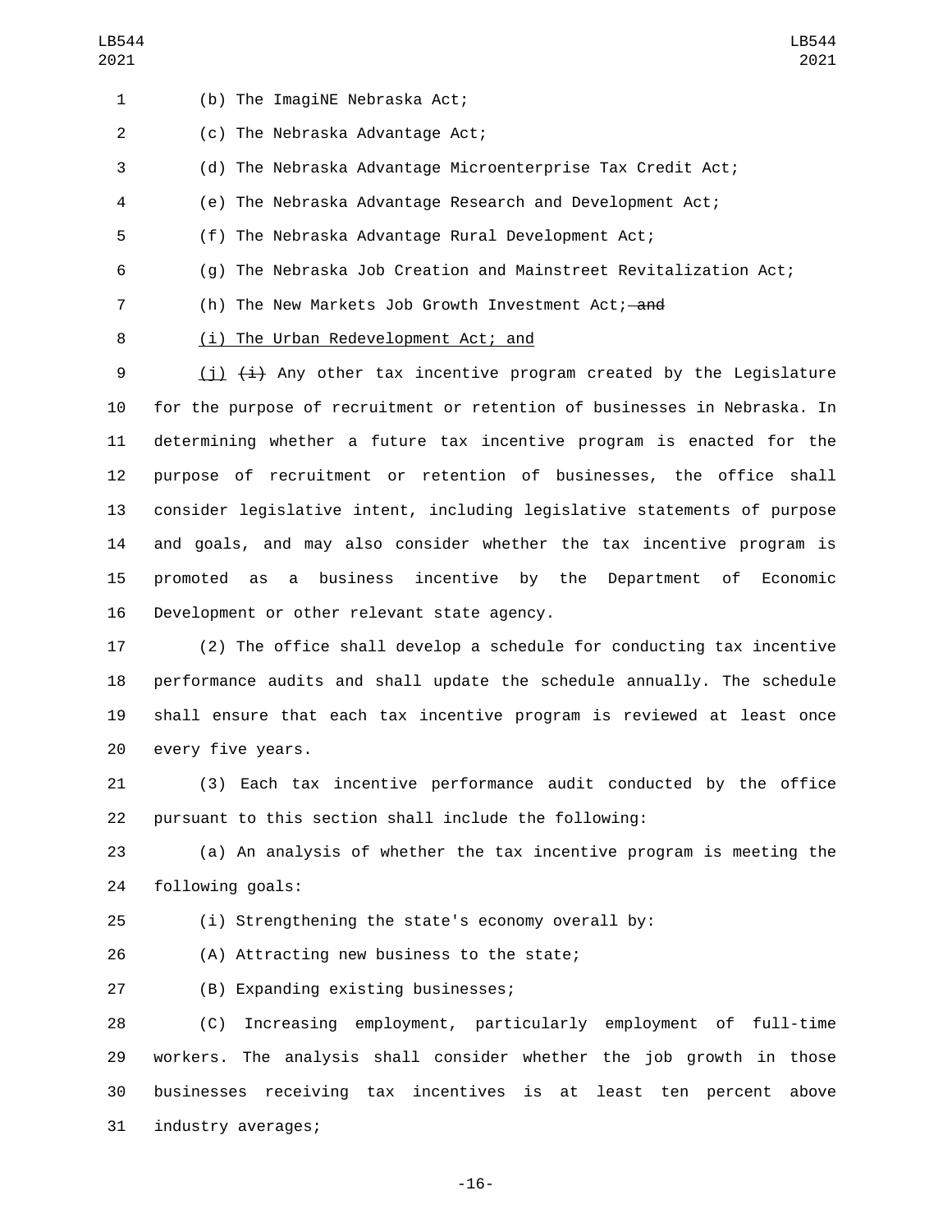(b) The ImagiNE Nebraska Act;

(c) The Nebraska Advantage Act;

(d) The Nebraska Advantage Microenterprise Tax Credit Act;

(e) The Nebraska Advantage Research and Development Act;

(f) The Nebraska Advantage Rural Development Act;

(g) The Nebraska Job Creation and Mainstreet Revitalization Act;

(h) The New Markets Job Growth Investment Act; ~~and~~

(i) The Urban Redevelopment Act; and

(j) ~~(i)~~ Any other tax incentive program created by the Legislature for the purpose of recruitment or retention of businesses in Nebraska. In determining whether a future tax incentive program is enacted for the purpose of recruitment or retention of businesses, the office shall consider legislative intent, including legislative statements of purpose and goals, and may also consider whether the tax incentive program is promoted as a business incentive by the Department of Economic Development or other relevant state agency.

(2) The office shall develop a schedule for conducting tax incentive performance audits and shall update the schedule annually. The schedule shall ensure that each tax incentive program is reviewed at least once every five years.

(3) Each tax incentive performance audit conducted by the office pursuant to this section shall include the following:

(a) An analysis of whether the tax incentive program is meeting the following goals:

(i) Strengthening the state's economy overall by:

(A) Attracting new business to the state;

(B) Expanding existing businesses;

(C) Increasing employment, particularly employment of full-time workers. The analysis shall consider whether the job growth in those businesses receiving tax incentives is at least ten percent above industry averages;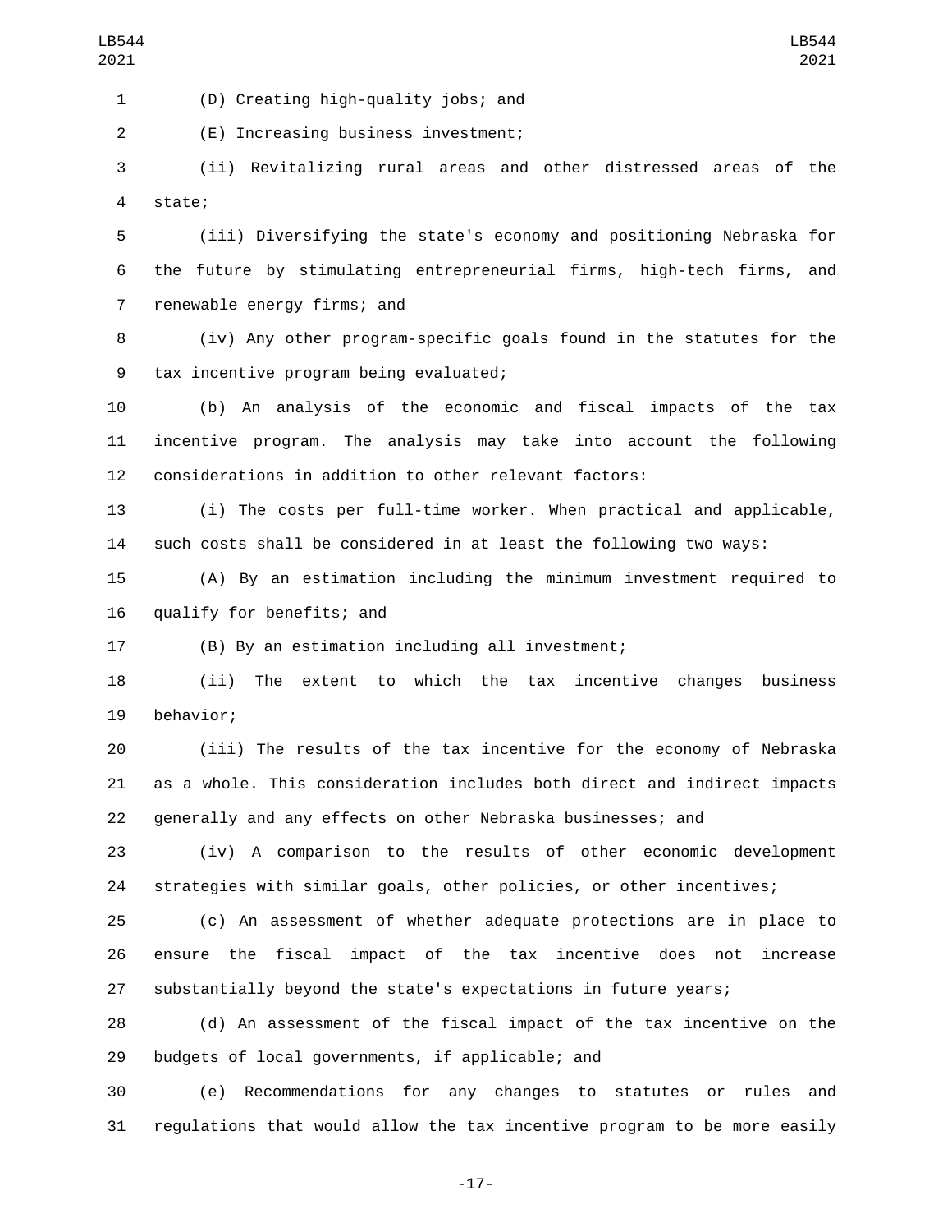(D) Creating high-quality jobs; and

(E) Increasing business investment;

(ii) Revitalizing rural areas and other distressed areas of the state;

(iii) Diversifying the state's economy and positioning Nebraska for the future by stimulating entrepreneurial firms, high-tech firms, and renewable energy firms; and

(iv) Any other program-specific goals found in the statutes for the tax incentive program being evaluated;

(b) An analysis of the economic and fiscal impacts of the tax incentive program. The analysis may take into account the following considerations in addition to other relevant factors:

(i) The costs per full-time worker. When practical and applicable, such costs shall be considered in at least the following two ways:

(A) By an estimation including the minimum investment required to qualify for benefits; and

(B) By an estimation including all investment;

(ii) The extent to which the tax incentive changes business behavior;

(iii) The results of the tax incentive for the economy of Nebraska as a whole. This consideration includes both direct and indirect impacts generally and any effects on other Nebraska businesses; and

(iv) A comparison to the results of other economic development strategies with similar goals, other policies, or other incentives;

(c) An assessment of whether adequate protections are in place to ensure the fiscal impact of the tax incentive does not increase substantially beyond the state's expectations in future years;

(d) An assessment of the fiscal impact of the tax incentive on the budgets of local governments, if applicable; and

(e) Recommendations for any changes to statutes or rules and regulations that would allow the tax incentive program to be more easily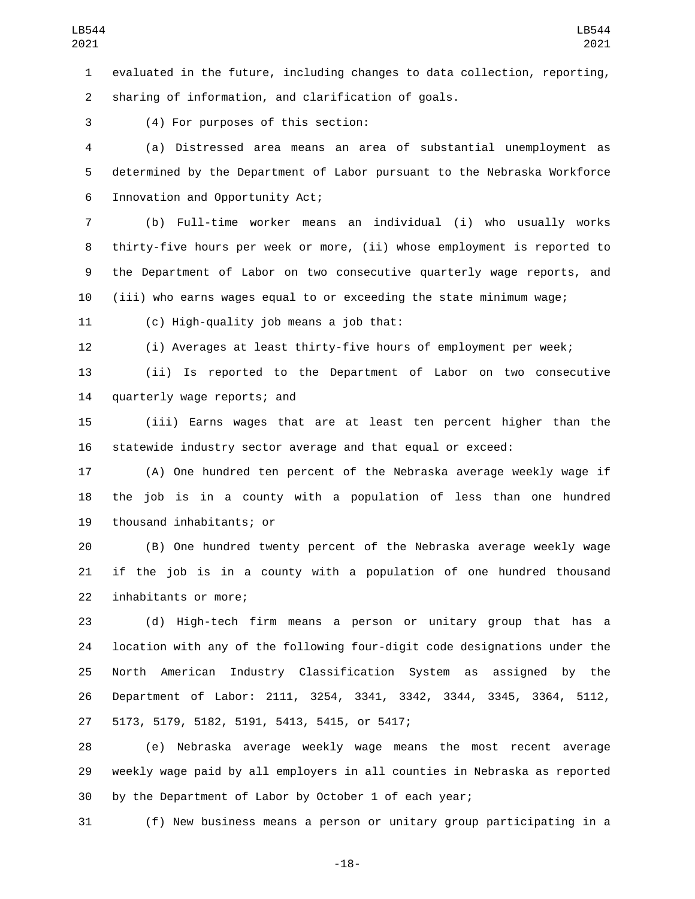evaluated in the future, including changes to data collection, reporting, sharing of information, and clarification of goals.

(4) For purposes of this section:

(a) Distressed area means an area of substantial unemployment as determined by the Department of Labor pursuant to the Nebraska Workforce Innovation and Opportunity Act;

(b) Full-time worker means an individual (i) who usually works thirty-five hours per week or more, (ii) whose employment is reported to the Department of Labor on two consecutive quarterly wage reports, and (iii) who earns wages equal to or exceeding the state minimum wage;

(c) High-quality job means a job that:

(i) Averages at least thirty-five hours of employment per week;

(ii) Is reported to the Department of Labor on two consecutive quarterly wage reports; and

(iii) Earns wages that are at least ten percent higher than the statewide industry sector average and that equal or exceed:

(A) One hundred ten percent of the Nebraska average weekly wage if the job is in a county with a population of less than one hundred thousand inhabitants; or

(B) One hundred twenty percent of the Nebraska average weekly wage if the job is in a county with a population of one hundred thousand inhabitants or more;

(d) High-tech firm means a person or unitary group that has a location with any of the following four-digit code designations under the North American Industry Classification System as assigned by the Department of Labor: 2111, 3254, 3341, 3342, 3344, 3345, 3364, 5112, 5173, 5179, 5182, 5191, 5413, 5415, or 5417;

(e) Nebraska average weekly wage means the most recent average weekly wage paid by all employers in all counties in Nebraska as reported by the Department of Labor by October 1 of each year;

(f) New business means a person or unitary group participating in a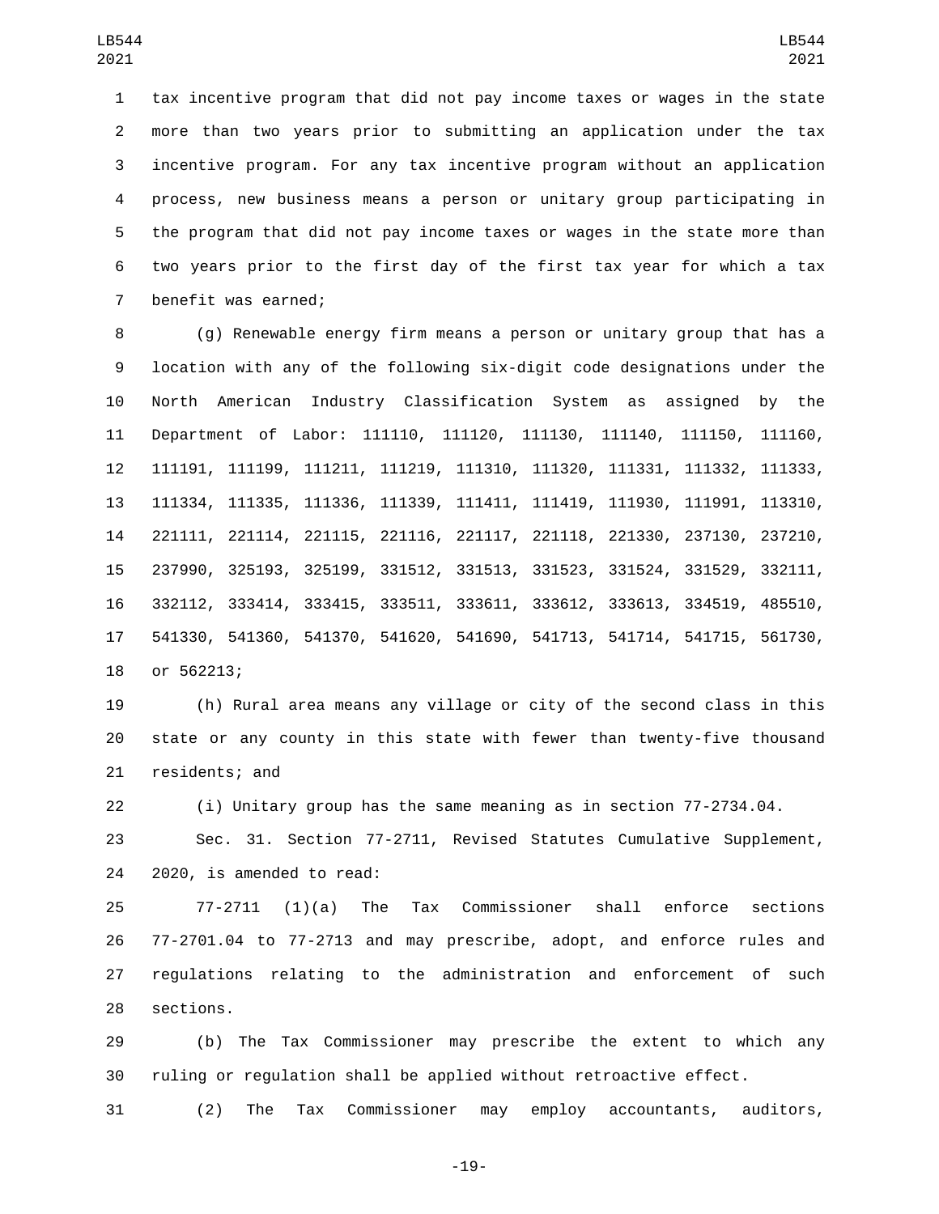tax incentive program that did not pay income taxes or wages in the state more than two years prior to submitting an application under the tax incentive program. For any tax incentive program without an application process, new business means a person or unitary group participating in the program that did not pay income taxes or wages in the state more than two years prior to the first day of the first tax year for which a tax benefit was earned;

(g) Renewable energy firm means a person or unitary group that has a location with any of the following six-digit code designations under the North American Industry Classification System as assigned by the Department of Labor: 111110, 111120, 111130, 111140, 111150, 111160, 111191, 111199, 111211, 111219, 111310, 111320, 111331, 111332, 111333, 111334, 111335, 111336, 111339, 111411, 111419, 111930, 111991, 113310, 221111, 221114, 221115, 221116, 221117, 221118, 221330, 237130, 237210, 237990, 325193, 325199, 331512, 331513, 331523, 331524, 331529, 332111, 332112, 333414, 333415, 333511, 333611, 333612, 333613, 334519, 485510, 541330, 541360, 541370, 541620, 541690, 541713, 541714, 541715, 561730, or 562213;

(h) Rural area means any village or city of the second class in this state or any county in this state with fewer than twenty-five thousand residents; and

(i) Unitary group has the same meaning as in section 77-2734.04.

Sec. 31. Section 77-2711, Revised Statutes Cumulative Supplement, 2020, is amended to read:

77-2711 (1)(a) The Tax Commissioner shall enforce sections 77-2701.04 to 77-2713 and may prescribe, adopt, and enforce rules and regulations relating to the administration and enforcement of such sections.

(b) The Tax Commissioner may prescribe the extent to which any ruling or regulation shall be applied without retroactive effect.

(2) The Tax Commissioner may employ accountants, auditors,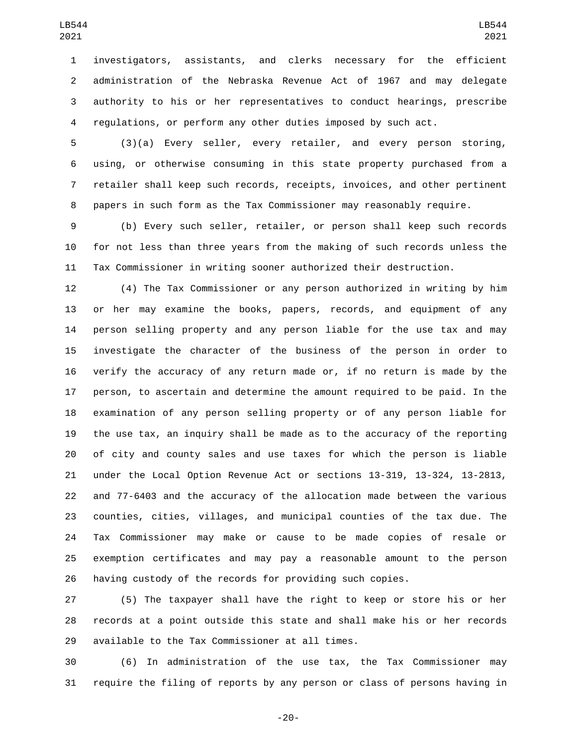investigators, assistants, and clerks necessary for the efficient administration of the Nebraska Revenue Act of 1967 and may delegate authority to his or her representatives to conduct hearings, prescribe regulations, or perform any other duties imposed by such act.

(3)(a) Every seller, every retailer, and every person storing, using, or otherwise consuming in this state property purchased from a retailer shall keep such records, receipts, invoices, and other pertinent papers in such form as the Tax Commissioner may reasonably require.

(b) Every such seller, retailer, or person shall keep such records for not less than three years from the making of such records unless the Tax Commissioner in writing sooner authorized their destruction.

(4) The Tax Commissioner or any person authorized in writing by him or her may examine the books, papers, records, and equipment of any person selling property and any person liable for the use tax and may investigate the character of the business of the person in order to verify the accuracy of any return made or, if no return is made by the person, to ascertain and determine the amount required to be paid. In the examination of any person selling property or of any person liable for the use tax, an inquiry shall be made as to the accuracy of the reporting of city and county sales and use taxes for which the person is liable under the Local Option Revenue Act or sections 13-319, 13-324, 13-2813, and 77-6403 and the accuracy of the allocation made between the various counties, cities, villages, and municipal counties of the tax due. The Tax Commissioner may make or cause to be made copies of resale or exemption certificates and may pay a reasonable amount to the person having custody of the records for providing such copies.

(5) The taxpayer shall have the right to keep or store his or her records at a point outside this state and shall make his or her records available to the Tax Commissioner at all times.

(6) In administration of the use tax, the Tax Commissioner may require the filing of reports by any person or class of persons having in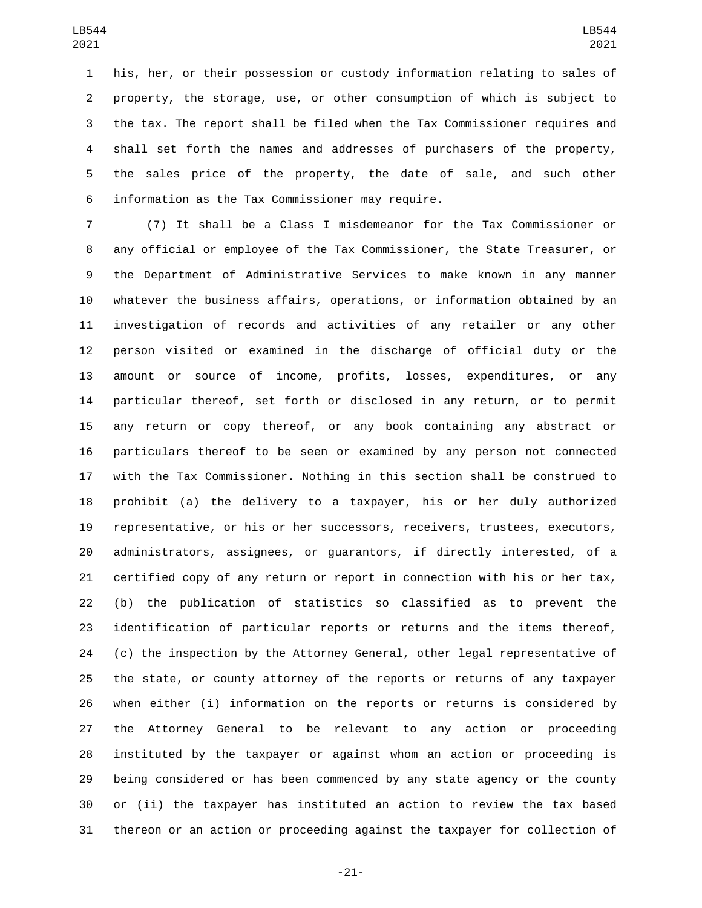his, her, or their possession or custody information relating to sales of property, the storage, use, or other consumption of which is subject to the tax. The report shall be filed when the Tax Commissioner requires and shall set forth the names and addresses of purchasers of the property, the sales price of the property, the date of sale, and such other information as the Tax Commissioner may require.

(7) It shall be a Class I misdemeanor for the Tax Commissioner or any official or employee of the Tax Commissioner, the State Treasurer, or the Department of Administrative Services to make known in any manner whatever the business affairs, operations, or information obtained by an investigation of records and activities of any retailer or any other person visited or examined in the discharge of official duty or the amount or source of income, profits, losses, expenditures, or any particular thereof, set forth or disclosed in any return, or to permit any return or copy thereof, or any book containing any abstract or particulars thereof to be seen or examined by any person not connected with the Tax Commissioner. Nothing in this section shall be construed to prohibit (a) the delivery to a taxpayer, his or her duly authorized representative, or his or her successors, receivers, trustees, executors, administrators, assignees, or guarantors, if directly interested, of a certified copy of any return or report in connection with his or her tax, (b) the publication of statistics so classified as to prevent the identification of particular reports or returns and the items thereof, (c) the inspection by the Attorney General, other legal representative of the state, or county attorney of the reports or returns of any taxpayer when either (i) information on the reports or returns is considered by the Attorney General to be relevant to any action or proceeding instituted by the taxpayer or against whom an action or proceeding is being considered or has been commenced by any state agency or the county or (ii) the taxpayer has instituted an action to review the tax based thereon or an action or proceeding against the taxpayer for collection of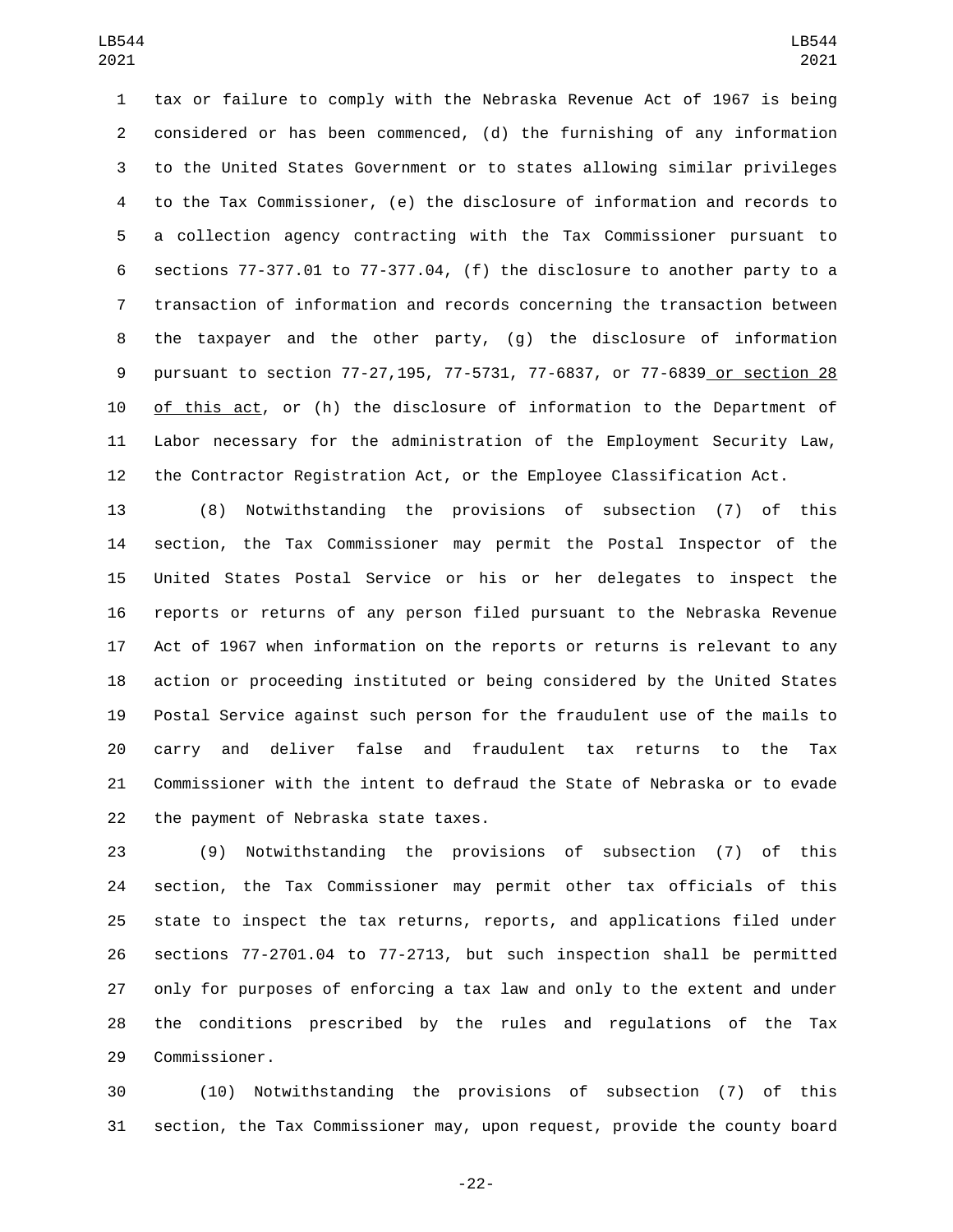tax or failure to comply with the Nebraska Revenue Act of 1967 is being considered or has been commenced, (d) the furnishing of any information to the United States Government or to states allowing similar privileges to the Tax Commissioner, (e) the disclosure of information and records to a collection agency contracting with the Tax Commissioner pursuant to sections 77-377.01 to 77-377.04, (f) the disclosure to another party to a transaction of information and records concerning the transaction between the taxpayer and the other party, (g) the disclosure of information pursuant to section 77-27,195, 77-5731, 77-6837, or 77-6839 or section 28 of this act, or (h) the disclosure of information to the Department of Labor necessary for the administration of the Employment Security Law, the Contractor Registration Act, or the Employee Classification Act.

(8) Notwithstanding the provisions of subsection (7) of this section, the Tax Commissioner may permit the Postal Inspector of the United States Postal Service or his or her delegates to inspect the reports or returns of any person filed pursuant to the Nebraska Revenue Act of 1967 when information on the reports or returns is relevant to any action or proceeding instituted or being considered by the United States Postal Service against such person for the fraudulent use of the mails to carry and deliver false and fraudulent tax returns to the Tax Commissioner with the intent to defraud the State of Nebraska or to evade the payment of Nebraska state taxes.

(9) Notwithstanding the provisions of subsection (7) of this section, the Tax Commissioner may permit other tax officials of this state to inspect the tax returns, reports, and applications filed under sections 77-2701.04 to 77-2713, but such inspection shall be permitted only for purposes of enforcing a tax law and only to the extent and under the conditions prescribed by the rules and regulations of the Tax Commissioner.

(10) Notwithstanding the provisions of subsection (7) of this section, the Tax Commissioner may, upon request, provide the county board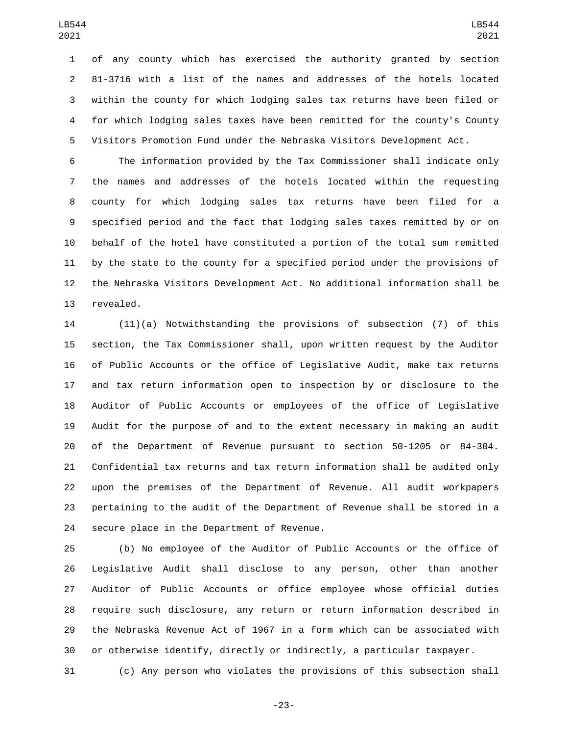of any county which has exercised the authority granted by section 81-3716 with a list of the names and addresses of the hotels located within the county for which lodging sales tax returns have been filed or for which lodging sales taxes have been remitted for the county's County Visitors Promotion Fund under the Nebraska Visitors Development Act.

The information provided by the Tax Commissioner shall indicate only the names and addresses of the hotels located within the requesting county for which lodging sales tax returns have been filed for a specified period and the fact that lodging sales taxes remitted by or on behalf of the hotel have constituted a portion of the total sum remitted by the state to the county for a specified period under the provisions of the Nebraska Visitors Development Act. No additional information shall be revealed.

(11)(a) Notwithstanding the provisions of subsection (7) of this section, the Tax Commissioner shall, upon written request by the Auditor of Public Accounts or the office of Legislative Audit, make tax returns and tax return information open to inspection by or disclosure to the Auditor of Public Accounts or employees of the office of Legislative Audit for the purpose of and to the extent necessary in making an audit of the Department of Revenue pursuant to section 50-1205 or 84-304. Confidential tax returns and tax return information shall be audited only upon the premises of the Department of Revenue. All audit workpapers pertaining to the audit of the Department of Revenue shall be stored in a secure place in the Department of Revenue.

(b) No employee of the Auditor of Public Accounts or the office of Legislative Audit shall disclose to any person, other than another Auditor of Public Accounts or office employee whose official duties require such disclosure, any return or return information described in the Nebraska Revenue Act of 1967 in a form which can be associated with or otherwise identify, directly or indirectly, a particular taxpayer.

(c) Any person who violates the provisions of this subsection shall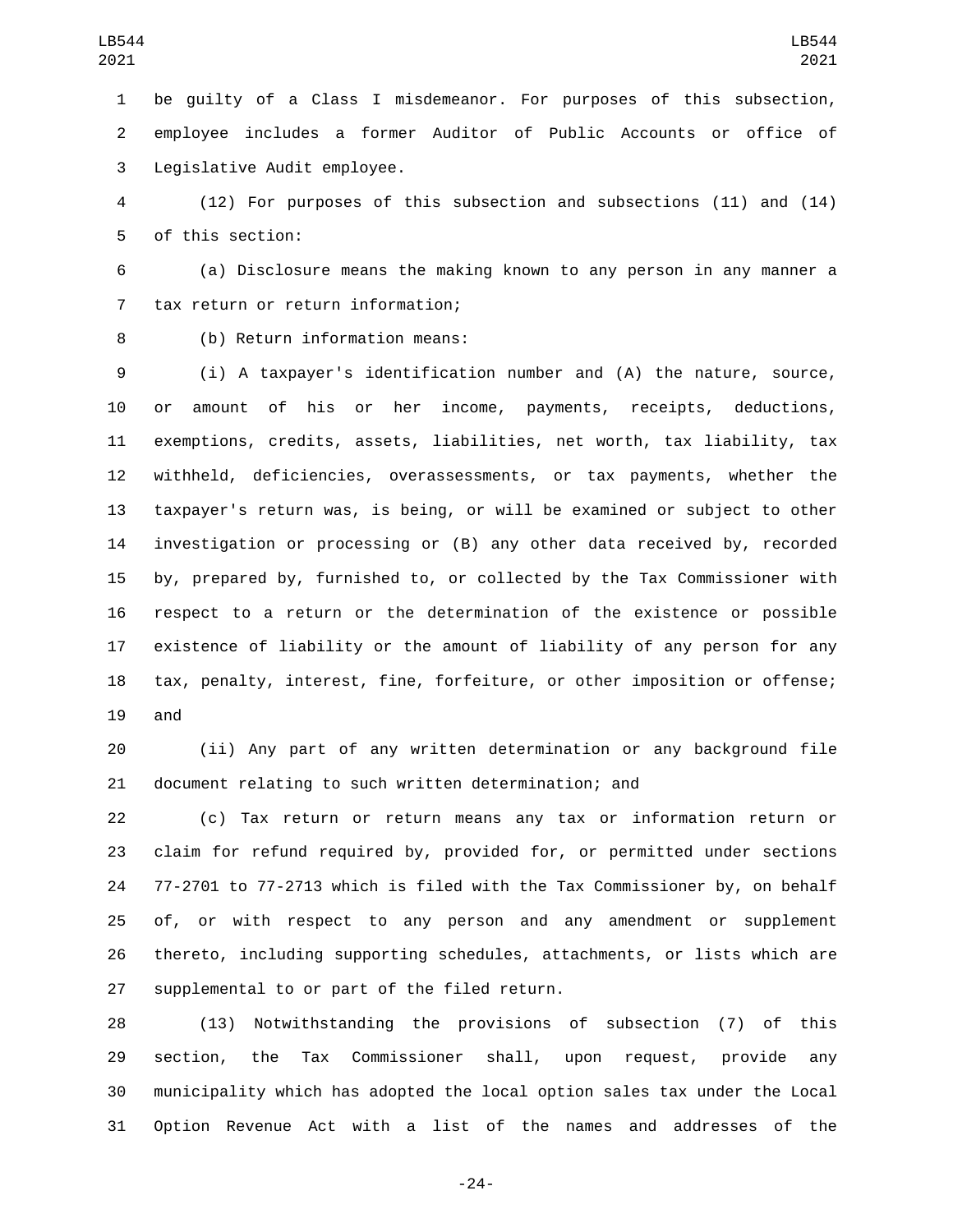be guilty of a Class I misdemeanor. For purposes of this subsection, employee includes a former Auditor of Public Accounts or office of Legislative Audit employee.

(12) For purposes of this subsection and subsections (11) and (14) of this section:

(a) Disclosure means the making known to any person in any manner a tax return or return information;

(b) Return information means:

(i) A taxpayer's identification number and (A) the nature, source, or amount of his or her income, payments, receipts, deductions, exemptions, credits, assets, liabilities, net worth, tax liability, tax withheld, deficiencies, overassessments, or tax payments, whether the taxpayer's return was, is being, or will be examined or subject to other investigation or processing or (B) any other data received by, recorded by, prepared by, furnished to, or collected by the Tax Commissioner with respect to a return or the determination of the existence or possible existence of liability or the amount of liability of any person for any tax, penalty, interest, fine, forfeiture, or other imposition or offense; and

(ii) Any part of any written determination or any background file document relating to such written determination; and

(c) Tax return or return means any tax or information return or claim for refund required by, provided for, or permitted under sections 77-2701 to 77-2713 which is filed with the Tax Commissioner by, on behalf of, or with respect to any person and any amendment or supplement thereto, including supporting schedules, attachments, or lists which are supplemental to or part of the filed return.

(13) Notwithstanding the provisions of subsection (7) of this section, the Tax Commissioner shall, upon request, provide any municipality which has adopted the local option sales tax under the Local Option Revenue Act with a list of the names and addresses of the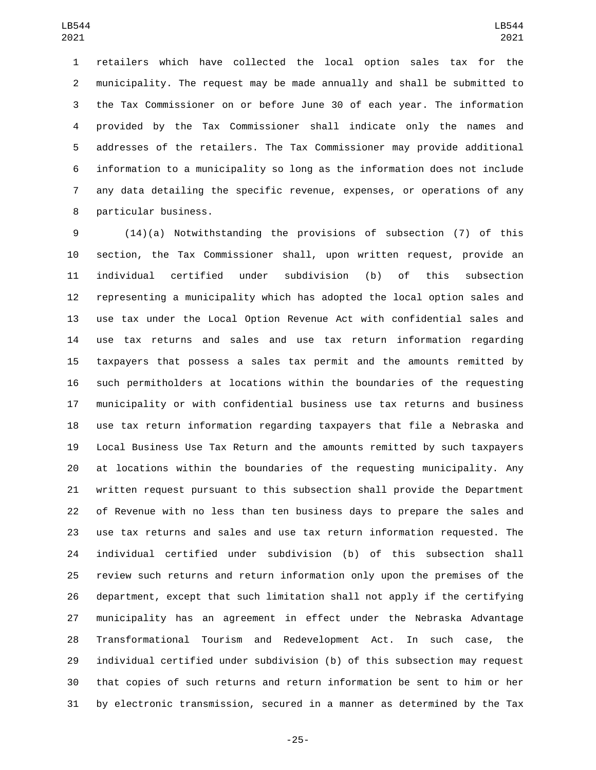retailers which have collected the local option sales tax for the municipality. The request may be made annually and shall be submitted to the Tax Commissioner on or before June 30 of each year. The information provided by the Tax Commissioner shall indicate only the names and addresses of the retailers. The Tax Commissioner may provide additional information to a municipality so long as the information does not include any data detailing the specific revenue, expenses, or operations of any particular business.

(14)(a) Notwithstanding the provisions of subsection (7) of this section, the Tax Commissioner shall, upon written request, provide an individual certified under subdivision (b) of this subsection representing a municipality which has adopted the local option sales and use tax under the Local Option Revenue Act with confidential sales and use tax returns and sales and use tax return information regarding taxpayers that possess a sales tax permit and the amounts remitted by such permitholders at locations within the boundaries of the requesting municipality or with confidential business use tax returns and business use tax return information regarding taxpayers that file a Nebraska and Local Business Use Tax Return and the amounts remitted by such taxpayers at locations within the boundaries of the requesting municipality. Any written request pursuant to this subsection shall provide the Department of Revenue with no less than ten business days to prepare the sales and use tax returns and sales and use tax return information requested. The individual certified under subdivision (b) of this subsection shall review such returns and return information only upon the premises of the department, except that such limitation shall not apply if the certifying municipality has an agreement in effect under the Nebraska Advantage Transformational Tourism and Redevelopment Act. In such case, the individual certified under subdivision (b) of this subsection may request that copies of such returns and return information be sent to him or her by electronic transmission, secured in a manner as determined by the Tax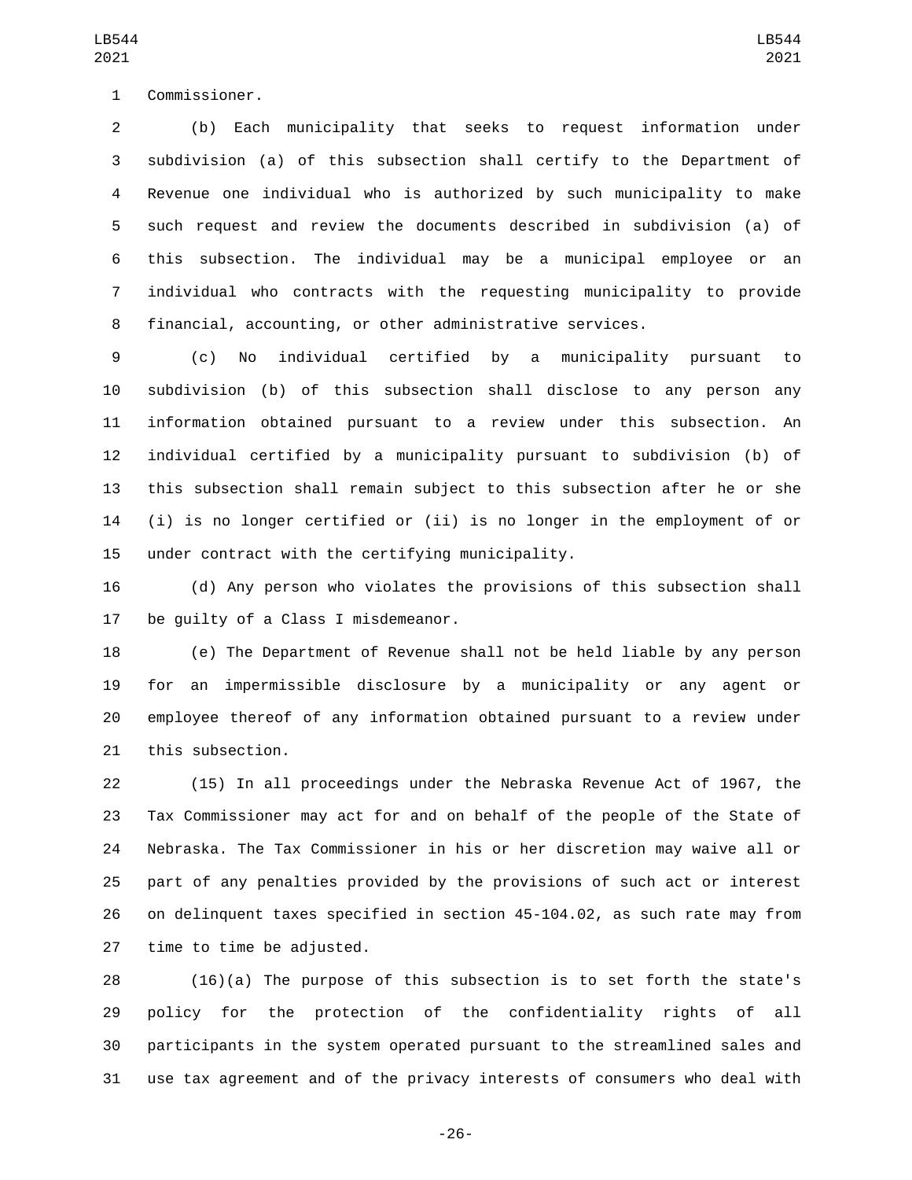Commissioner.

(b) Each municipality that seeks to request information under subdivision (a) of this subsection shall certify to the Department of Revenue one individual who is authorized by such municipality to make such request and review the documents described in subdivision (a) of this subsection. The individual may be a municipal employee or an individual who contracts with the requesting municipality to provide financial, accounting, or other administrative services.

(c) No individual certified by a municipality pursuant to subdivision (b) of this subsection shall disclose to any person any information obtained pursuant to a review under this subsection. An individual certified by a municipality pursuant to subdivision (b) of this subsection shall remain subject to this subsection after he or she (i) is no longer certified or (ii) is no longer in the employment of or under contract with the certifying municipality.

(d) Any person who violates the provisions of this subsection shall be guilty of a Class I misdemeanor.

(e) The Department of Revenue shall not be held liable by any person for an impermissible disclosure by a municipality or any agent or employee thereof of any information obtained pursuant to a review under this subsection.

(15) In all proceedings under the Nebraska Revenue Act of 1967, the Tax Commissioner may act for and on behalf of the people of the State of Nebraska. The Tax Commissioner in his or her discretion may waive all or part of any penalties provided by the provisions of such act or interest on delinquent taxes specified in section 45-104.02, as such rate may from time to time be adjusted.

(16)(a) The purpose of this subsection is to set forth the state's policy for the protection of the confidentiality rights of all participants in the system operated pursuant to the streamlined sales and use tax agreement and of the privacy interests of consumers who deal with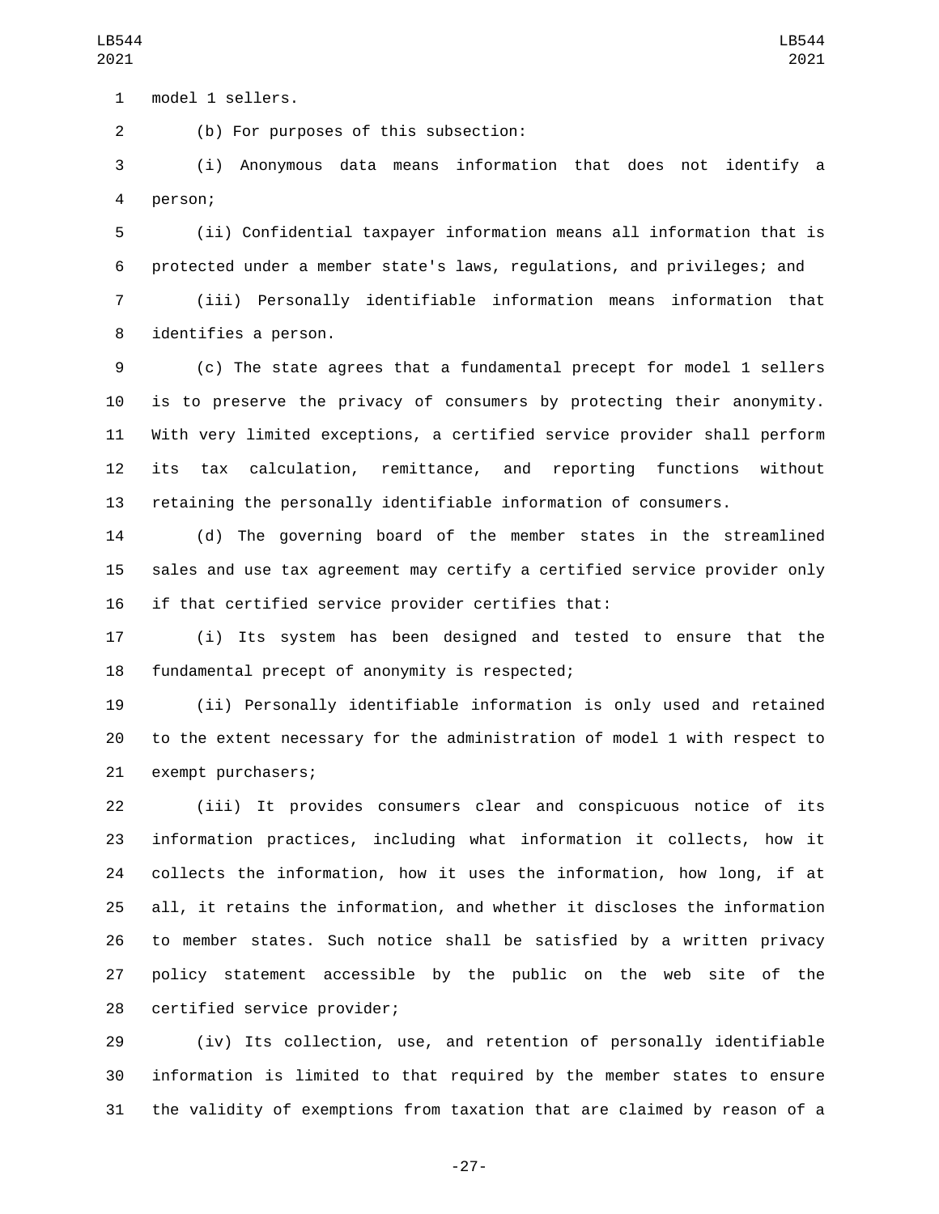model 1 sellers.

(b) For purposes of this subsection:

(i) Anonymous data means information that does not identify a person;

(ii) Confidential taxpayer information means all information that is protected under a member state's laws, regulations, and privileges; and

(iii) Personally identifiable information means information that identifies a person.

(c) The state agrees that a fundamental precept for model 1 sellers is to preserve the privacy of consumers by protecting their anonymity. With very limited exceptions, a certified service provider shall perform its tax calculation, remittance, and reporting functions without retaining the personally identifiable information of consumers.

(d) The governing board of the member states in the streamlined sales and use tax agreement may certify a certified service provider only if that certified service provider certifies that:

(i) Its system has been designed and tested to ensure that the fundamental precept of anonymity is respected;

(ii) Personally identifiable information is only used and retained to the extent necessary for the administration of model 1 with respect to exempt purchasers;

(iii) It provides consumers clear and conspicuous notice of its information practices, including what information it collects, how it collects the information, how it uses the information, how long, if at all, it retains the information, and whether it discloses the information to member states. Such notice shall be satisfied by a written privacy policy statement accessible by the public on the web site of the certified service provider;

(iv) Its collection, use, and retention of personally identifiable information is limited to that required by the member states to ensure the validity of exemptions from taxation that are claimed by reason of a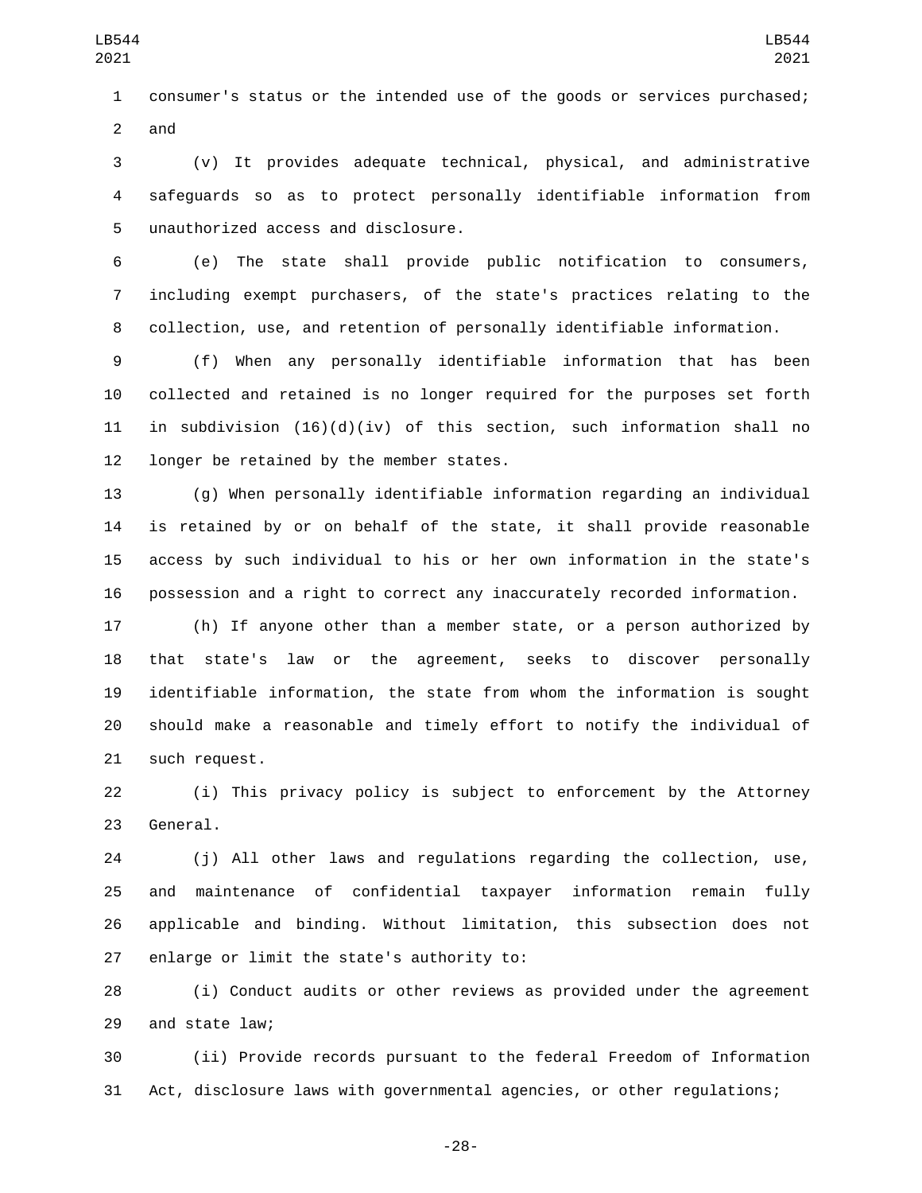consumer's status or the intended use of the goods or services purchased; and

(v) It provides adequate technical, physical, and administrative safeguards so as to protect personally identifiable information from unauthorized access and disclosure.

(e) The state shall provide public notification to consumers, including exempt purchasers, of the state's practices relating to the collection, use, and retention of personally identifiable information.

(f) When any personally identifiable information that has been collected and retained is no longer required for the purposes set forth in subdivision (16)(d)(iv) of this section, such information shall no longer be retained by the member states.

(g) When personally identifiable information regarding an individual is retained by or on behalf of the state, it shall provide reasonable access by such individual to his or her own information in the state's possession and a right to correct any inaccurately recorded information.

(h) If anyone other than a member state, or a person authorized by that state's law or the agreement, seeks to discover personally identifiable information, the state from whom the information is sought should make a reasonable and timely effort to notify the individual of such request.

(i) This privacy policy is subject to enforcement by the Attorney General.

(j) All other laws and regulations regarding the collection, use, and maintenance of confidential taxpayer information remain fully applicable and binding. Without limitation, this subsection does not enlarge or limit the state's authority to:

(i) Conduct audits or other reviews as provided under the agreement and state law;

(ii) Provide records pursuant to the federal Freedom of Information Act, disclosure laws with governmental agencies, or other regulations;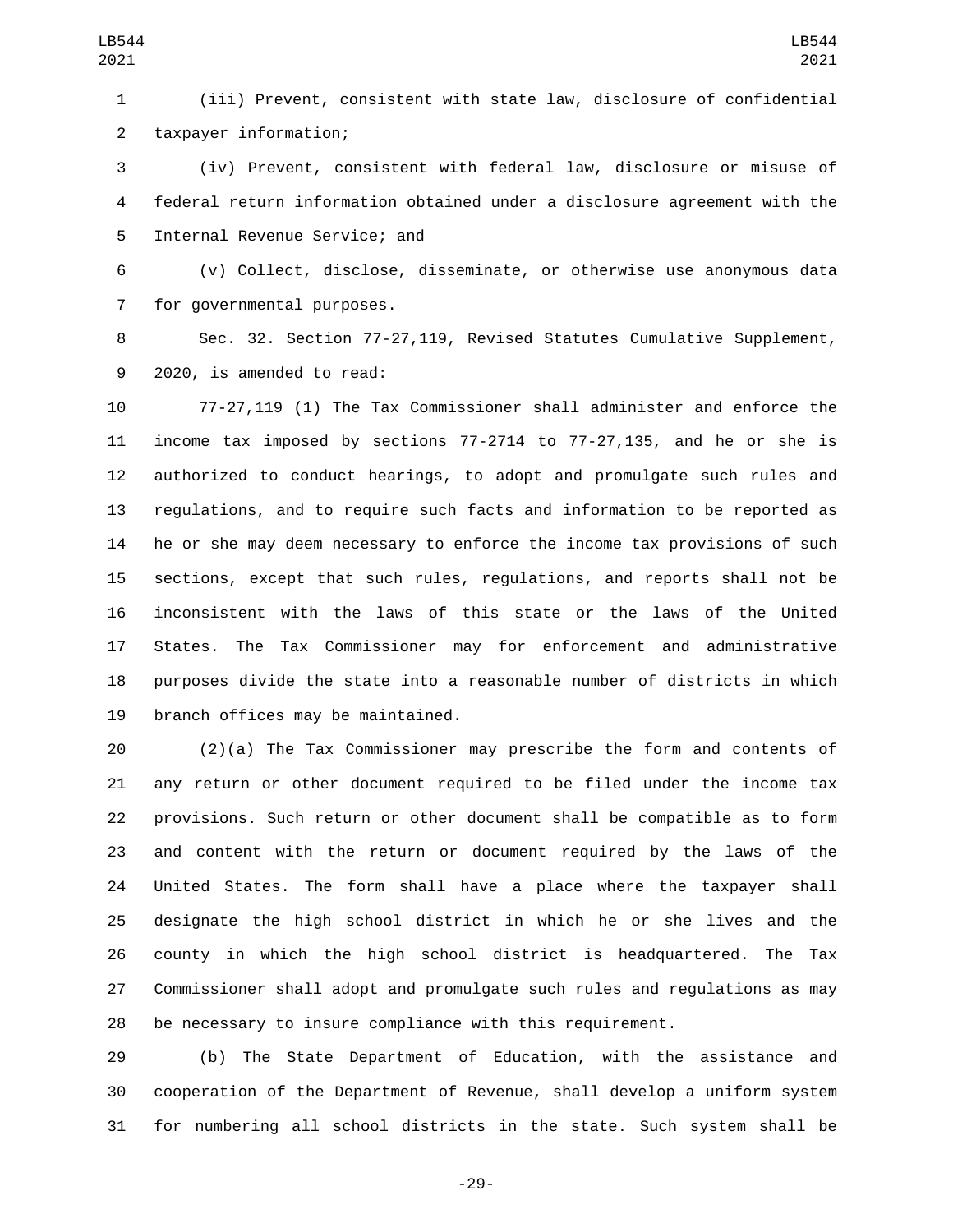(iii) Prevent, consistent with state law, disclosure of confidential taxpayer information;

(iv) Prevent, consistent with federal law, disclosure or misuse of federal return information obtained under a disclosure agreement with the Internal Revenue Service; and

(v) Collect, disclose, disseminate, or otherwise use anonymous data for governmental purposes.

Sec. 32. Section 77-27,119, Revised Statutes Cumulative Supplement, 2020, is amended to read:

77-27,119 (1) The Tax Commissioner shall administer and enforce the income tax imposed by sections 77-2714 to 77-27,135, and he or she is authorized to conduct hearings, to adopt and promulgate such rules and regulations, and to require such facts and information to be reported as he or she may deem necessary to enforce the income tax provisions of such sections, except that such rules, regulations, and reports shall not be inconsistent with the laws of this state or the laws of the United States. The Tax Commissioner may for enforcement and administrative purposes divide the state into a reasonable number of districts in which branch offices may be maintained.

(2)(a) The Tax Commissioner may prescribe the form and contents of any return or other document required to be filed under the income tax provisions. Such return or other document shall be compatible as to form and content with the return or document required by the laws of the United States. The form shall have a place where the taxpayer shall designate the high school district in which he or she lives and the county in which the high school district is headquartered. The Tax Commissioner shall adopt and promulgate such rules and regulations as may be necessary to insure compliance with this requirement.

(b) The State Department of Education, with the assistance and cooperation of the Department of Revenue, shall develop a uniform system for numbering all school districts in the state. Such system shall be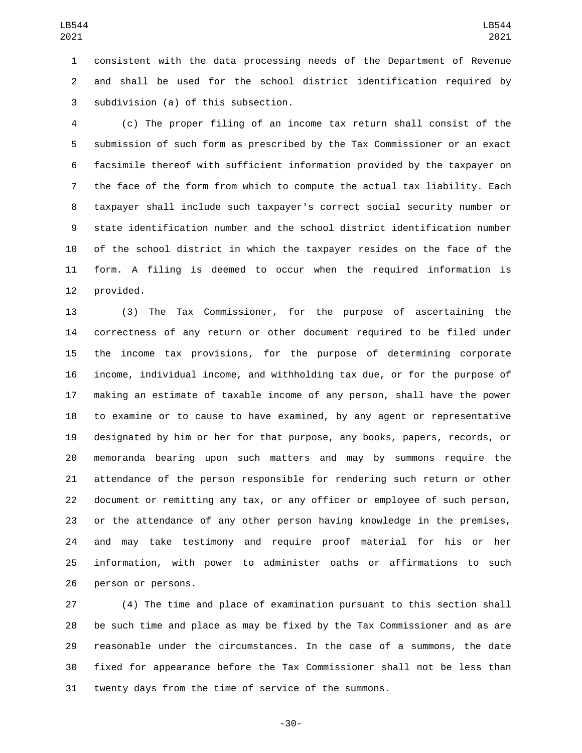consistent with the data processing needs of the Department of Revenue and shall be used for the school district identification required by subdivision (a) of this subsection.

(c) The proper filing of an income tax return shall consist of the submission of such form as prescribed by the Tax Commissioner or an exact facsimile thereof with sufficient information provided by the taxpayer on the face of the form from which to compute the actual tax liability. Each taxpayer shall include such taxpayer's correct social security number or state identification number and the school district identification number of the school district in which the taxpayer resides on the face of the form. A filing is deemed to occur when the required information is provided.

(3) The Tax Commissioner, for the purpose of ascertaining the correctness of any return or other document required to be filed under the income tax provisions, for the purpose of determining corporate income, individual income, and withholding tax due, or for the purpose of making an estimate of taxable income of any person, shall have the power to examine or to cause to have examined, by any agent or representative designated by him or her for that purpose, any books, papers, records, or memoranda bearing upon such matters and may by summons require the attendance of the person responsible for rendering such return or other document or remitting any tax, or any officer or employee of such person, or the attendance of any other person having knowledge in the premises, and may take testimony and require proof material for his or her information, with power to administer oaths or affirmations to such person or persons.

(4) The time and place of examination pursuant to this section shall be such time and place as may be fixed by the Tax Commissioner and as are reasonable under the circumstances. In the case of a summons, the date fixed for appearance before the Tax Commissioner shall not be less than twenty days from the time of service of the summons.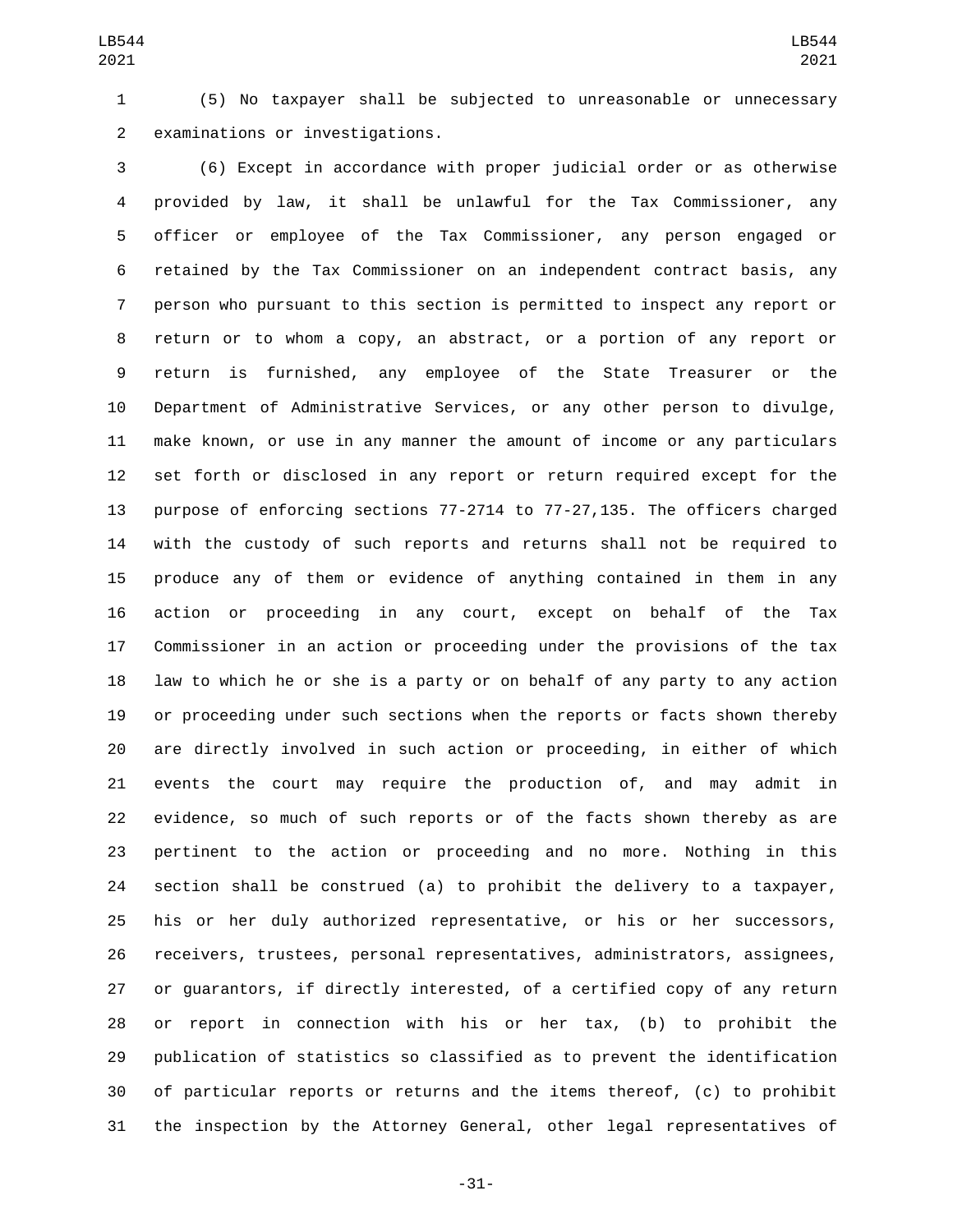(5) No taxpayer shall be subjected to unreasonable or unnecessary examinations or investigations.

(6) Except in accordance with proper judicial order or as otherwise provided by law, it shall be unlawful for the Tax Commissioner, any officer or employee of the Tax Commissioner, any person engaged or retained by the Tax Commissioner on an independent contract basis, any person who pursuant to this section is permitted to inspect any report or return or to whom a copy, an abstract, or a portion of any report or return is furnished, any employee of the State Treasurer or the Department of Administrative Services, or any other person to divulge, make known, or use in any manner the amount of income or any particulars set forth or disclosed in any report or return required except for the purpose of enforcing sections 77-2714 to 77-27,135. The officers charged with the custody of such reports and returns shall not be required to produce any of them or evidence of anything contained in them in any action or proceeding in any court, except on behalf of the Tax Commissioner in an action or proceeding under the provisions of the tax law to which he or she is a party or on behalf of any party to any action or proceeding under such sections when the reports or facts shown thereby are directly involved in such action or proceeding, in either of which events the court may require the production of, and may admit in evidence, so much of such reports or of the facts shown thereby as are pertinent to the action or proceeding and no more. Nothing in this section shall be construed (a) to prohibit the delivery to a taxpayer, his or her duly authorized representative, or his or her successors, receivers, trustees, personal representatives, administrators, assignees, or guarantors, if directly interested, of a certified copy of any return or report in connection with his or her tax, (b) to prohibit the publication of statistics so classified as to prevent the identification of particular reports or returns and the items thereof, (c) to prohibit the inspection by the Attorney General, other legal representatives of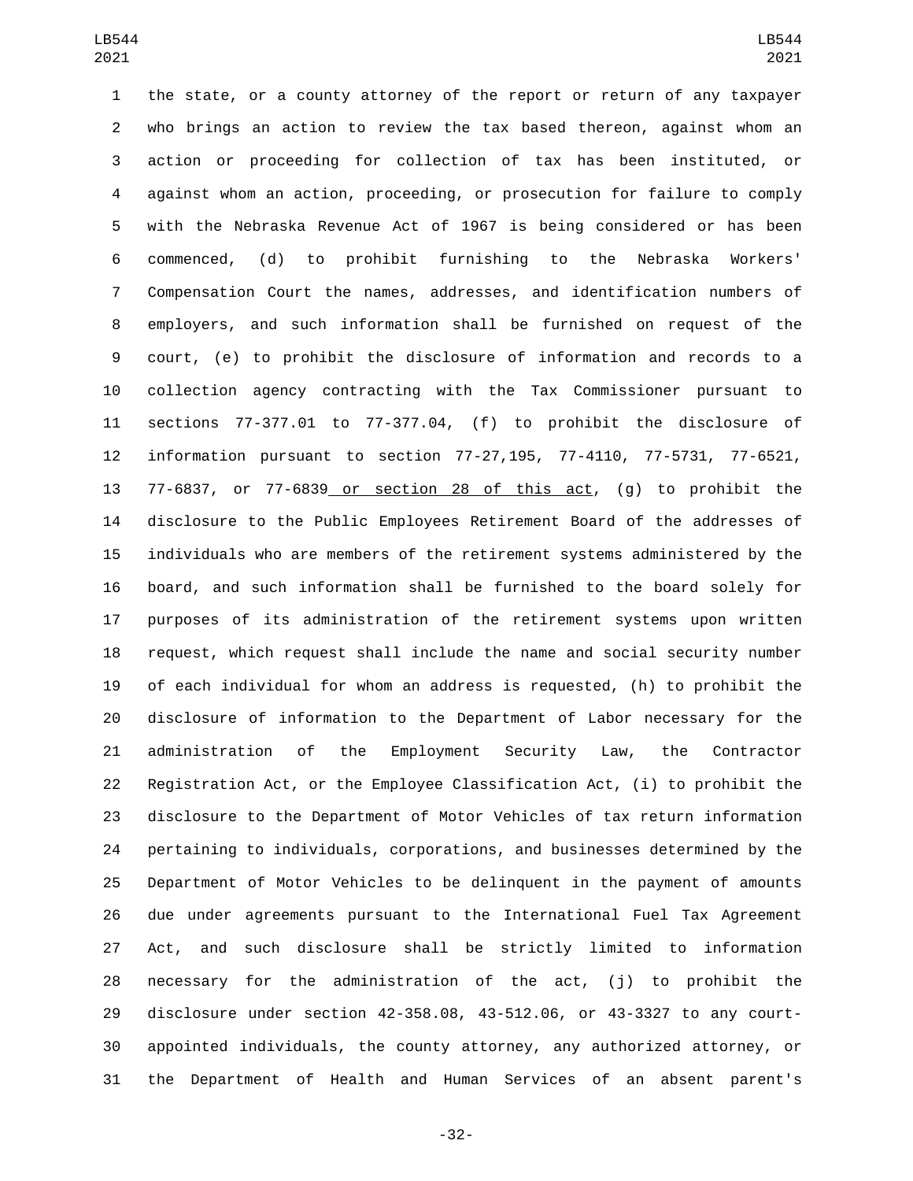the state, or a county attorney of the report or return of any taxpayer who brings an action to review the tax based thereon, against whom an action or proceeding for collection of tax has been instituted, or against whom an action, proceeding, or prosecution for failure to comply with the Nebraska Revenue Act of 1967 is being considered or has been commenced, (d) to prohibit furnishing to the Nebraska Workers' Compensation Court the names, addresses, and identification numbers of employers, and such information shall be furnished on request of the court, (e) to prohibit the disclosure of information and records to a collection agency contracting with the Tax Commissioner pursuant to sections 77-377.01 to 77-377.04, (f) to prohibit the disclosure of information pursuant to section 77-27,195, 77-4110, 77-5731, 77-6521, 77-6837, or 77-6839 or section 28 of this act, (g) to prohibit the disclosure to the Public Employees Retirement Board of the addresses of individuals who are members of the retirement systems administered by the board, and such information shall be furnished to the board solely for purposes of its administration of the retirement systems upon written request, which request shall include the name and social security number of each individual for whom an address is requested, (h) to prohibit the disclosure of information to the Department of Labor necessary for the administration of the Employment Security Law, the Contractor Registration Act, or the Employee Classification Act, (i) to prohibit the disclosure to the Department of Motor Vehicles of tax return information pertaining to individuals, corporations, and businesses determined by the Department of Motor Vehicles to be delinquent in the payment of amounts due under agreements pursuant to the International Fuel Tax Agreement Act, and such disclosure shall be strictly limited to information necessary for the administration of the act, (j) to prohibit the disclosure under section 42-358.08, 43-512.06, or 43-3327 to any court-appointed individuals, the county attorney, any authorized attorney, or the Department of Health and Human Services of an absent parent's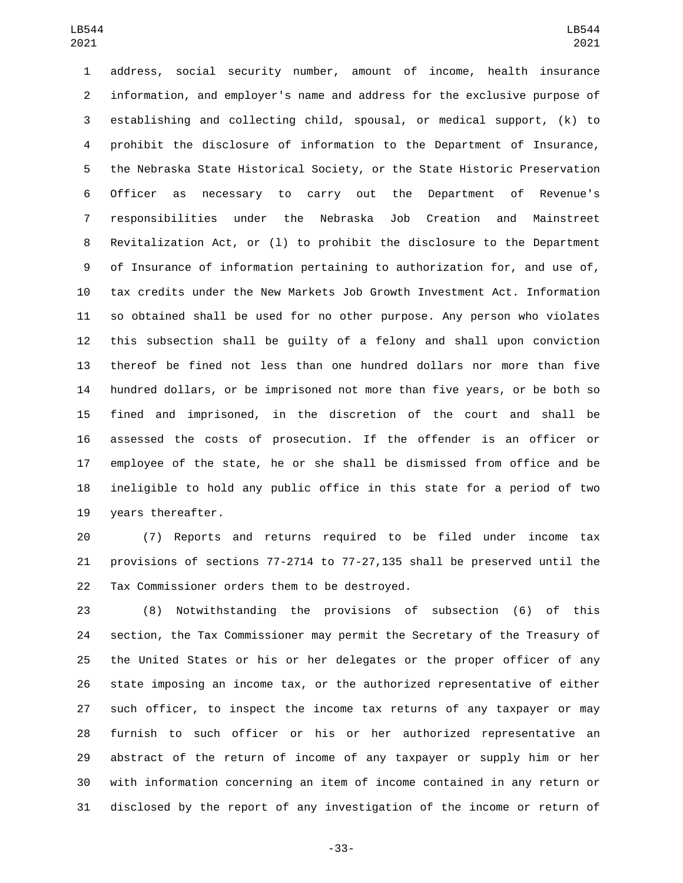address, social security number, amount of income, health insurance information, and employer's name and address for the exclusive purpose of establishing and collecting child, spousal, or medical support, (k) to prohibit the disclosure of information to the Department of Insurance, the Nebraska State Historical Society, or the State Historic Preservation Officer as necessary to carry out the Department of Revenue's responsibilities under the Nebraska Job Creation and Mainstreet Revitalization Act, or (l) to prohibit the disclosure to the Department of Insurance of information pertaining to authorization for, and use of, tax credits under the New Markets Job Growth Investment Act. Information so obtained shall be used for no other purpose. Any person who violates this subsection shall be guilty of a felony and shall upon conviction thereof be fined not less than one hundred dollars nor more than five hundred dollars, or be imprisoned not more than five years, or be both so fined and imprisoned, in the discretion of the court and shall be assessed the costs of prosecution. If the offender is an officer or employee of the state, he or she shall be dismissed from office and be ineligible to hold any public office in this state for a period of two years thereafter.

(7) Reports and returns required to be filed under income tax provisions of sections 77-2714 to 77-27,135 shall be preserved until the Tax Commissioner orders them to be destroyed.

(8) Notwithstanding the provisions of subsection (6) of this section, the Tax Commissioner may permit the Secretary of the Treasury of the United States or his or her delegates or the proper officer of any state imposing an income tax, or the authorized representative of either such officer, to inspect the income tax returns of any taxpayer or may furnish to such officer or his or her authorized representative an abstract of the return of income of any taxpayer or supply him or her with information concerning an item of income contained in any return or disclosed by the report of any investigation of the income or return of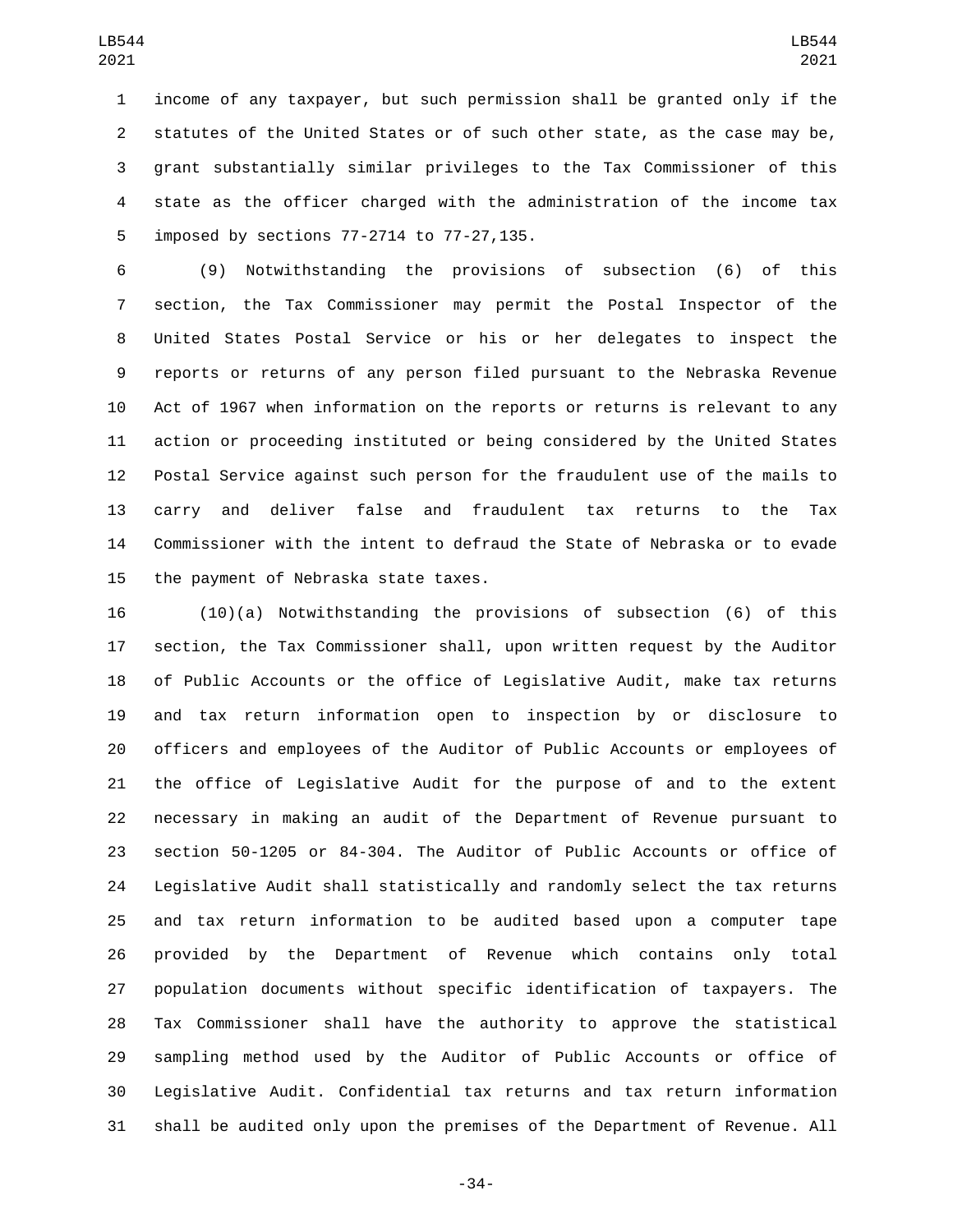income of any taxpayer, but such permission shall be granted only if the statutes of the United States or of such other state, as the case may be, grant substantially similar privileges to the Tax Commissioner of this state as the officer charged with the administration of the income tax imposed by sections 77-2714 to 77-27,135.

(9) Notwithstanding the provisions of subsection (6) of this section, the Tax Commissioner may permit the Postal Inspector of the United States Postal Service or his or her delegates to inspect the reports or returns of any person filed pursuant to the Nebraska Revenue Act of 1967 when information on the reports or returns is relevant to any action or proceeding instituted or being considered by the United States Postal Service against such person for the fraudulent use of the mails to carry and deliver false and fraudulent tax returns to the Tax Commissioner with the intent to defraud the State of Nebraska or to evade the payment of Nebraska state taxes.

(10)(a) Notwithstanding the provisions of subsection (6) of this section, the Tax Commissioner shall, upon written request by the Auditor of Public Accounts or the office of Legislative Audit, make tax returns and tax return information open to inspection by or disclosure to officers and employees of the Auditor of Public Accounts or employees of the office of Legislative Audit for the purpose of and to the extent necessary in making an audit of the Department of Revenue pursuant to section 50-1205 or 84-304. The Auditor of Public Accounts or office of Legislative Audit shall statistically and randomly select the tax returns and tax return information to be audited based upon a computer tape provided by the Department of Revenue which contains only total population documents without specific identification of taxpayers. The Tax Commissioner shall have the authority to approve the statistical sampling method used by the Auditor of Public Accounts or office of Legislative Audit. Confidential tax returns and tax return information shall be audited only upon the premises of the Department of Revenue. All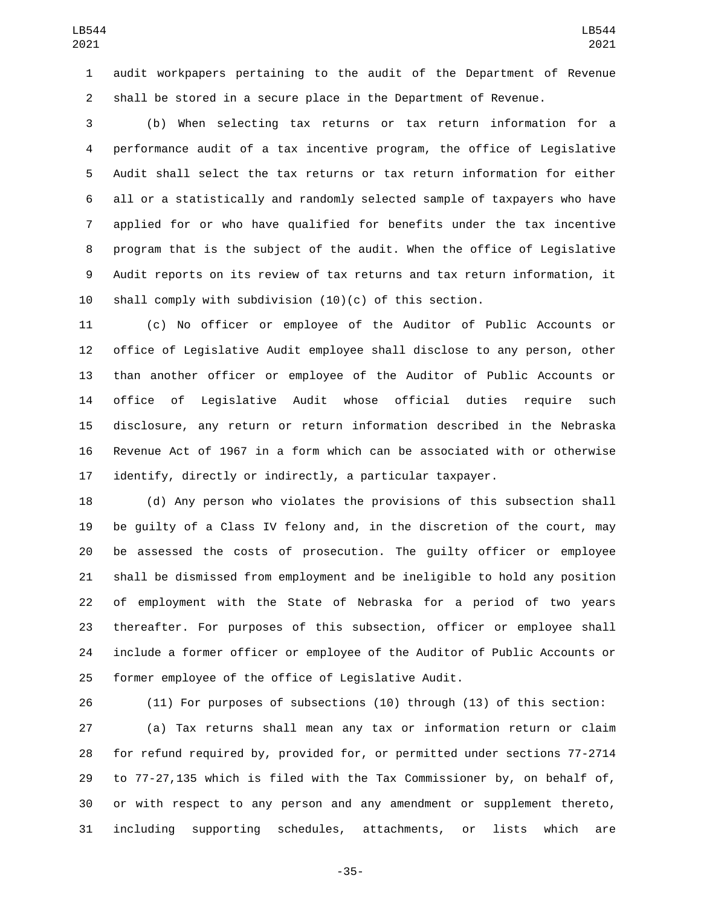audit workpapers pertaining to the audit of the Department of Revenue shall be stored in a secure place in the Department of Revenue.

(b) When selecting tax returns or tax return information for a performance audit of a tax incentive program, the office of Legislative Audit shall select the tax returns or tax return information for either all or a statistically and randomly selected sample of taxpayers who have applied for or who have qualified for benefits under the tax incentive program that is the subject of the audit. When the office of Legislative Audit reports on its review of tax returns and tax return information, it shall comply with subdivision (10)(c) of this section.

(c) No officer or employee of the Auditor of Public Accounts or office of Legislative Audit employee shall disclose to any person, other than another officer or employee of the Auditor of Public Accounts or office of Legislative Audit whose official duties require such disclosure, any return or return information described in the Nebraska Revenue Act of 1967 in a form which can be associated with or otherwise identify, directly or indirectly, a particular taxpayer.

(d) Any person who violates the provisions of this subsection shall be guilty of a Class IV felony and, in the discretion of the court, may be assessed the costs of prosecution. The guilty officer or employee shall be dismissed from employment and be ineligible to hold any position of employment with the State of Nebraska for a period of two years thereafter. For purposes of this subsection, officer or employee shall include a former officer or employee of the Auditor of Public Accounts or former employee of the office of Legislative Audit.

(11) For purposes of subsections (10) through (13) of this section:

(a) Tax returns shall mean any tax or information return or claim for refund required by, provided for, or permitted under sections 77-2714 to 77-27,135 which is filed with the Tax Commissioner by, on behalf of, or with respect to any person and any amendment or supplement thereto, including supporting schedules, attachments, or lists which are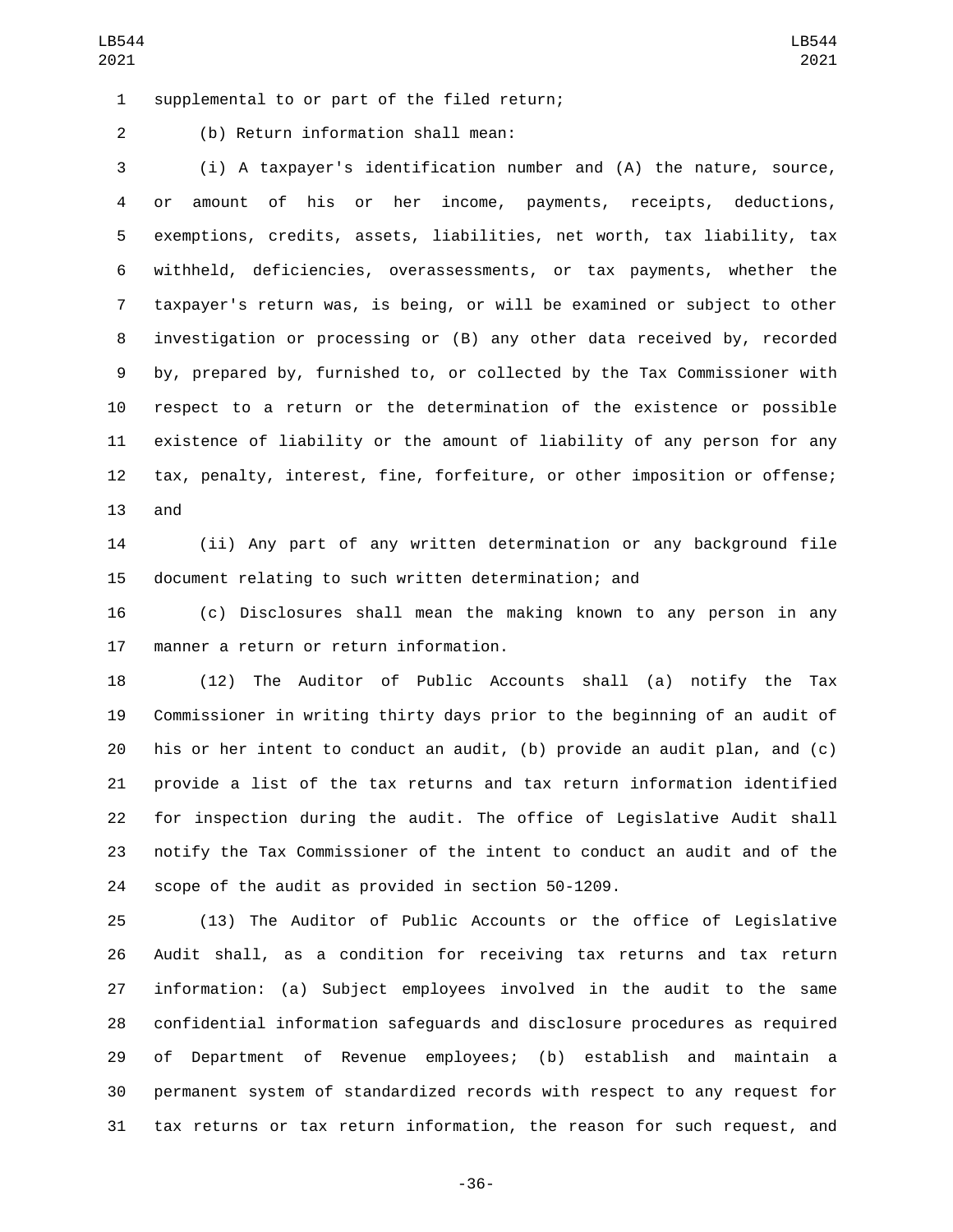supplemental to or part of the filed return;

(b) Return information shall mean:

(i) A taxpayer's identification number and (A) the nature, source, or amount of his or her income, payments, receipts, deductions, exemptions, credits, assets, liabilities, net worth, tax liability, tax withheld, deficiencies, overassessments, or tax payments, whether the taxpayer's return was, is being, or will be examined or subject to other investigation or processing or (B) any other data received by, recorded by, prepared by, furnished to, or collected by the Tax Commissioner with respect to a return or the determination of the existence or possible existence of liability or the amount of liability of any person for any tax, penalty, interest, fine, forfeiture, or other imposition or offense; and

(ii) Any part of any written determination or any background file document relating to such written determination; and

(c) Disclosures shall mean the making known to any person in any manner a return or return information.

(12) The Auditor of Public Accounts shall (a) notify the Tax Commissioner in writing thirty days prior to the beginning of an audit of his or her intent to conduct an audit, (b) provide an audit plan, and (c) provide a list of the tax returns and tax return information identified for inspection during the audit. The office of Legislative Audit shall notify the Tax Commissioner of the intent to conduct an audit and of the scope of the audit as provided in section 50-1209.

(13) The Auditor of Public Accounts or the office of Legislative Audit shall, as a condition for receiving tax returns and tax return information: (a) Subject employees involved in the audit to the same confidential information safeguards and disclosure procedures as required of Department of Revenue employees; (b) establish and maintain a permanent system of standardized records with respect to any request for tax returns or tax return information, the reason for such request, and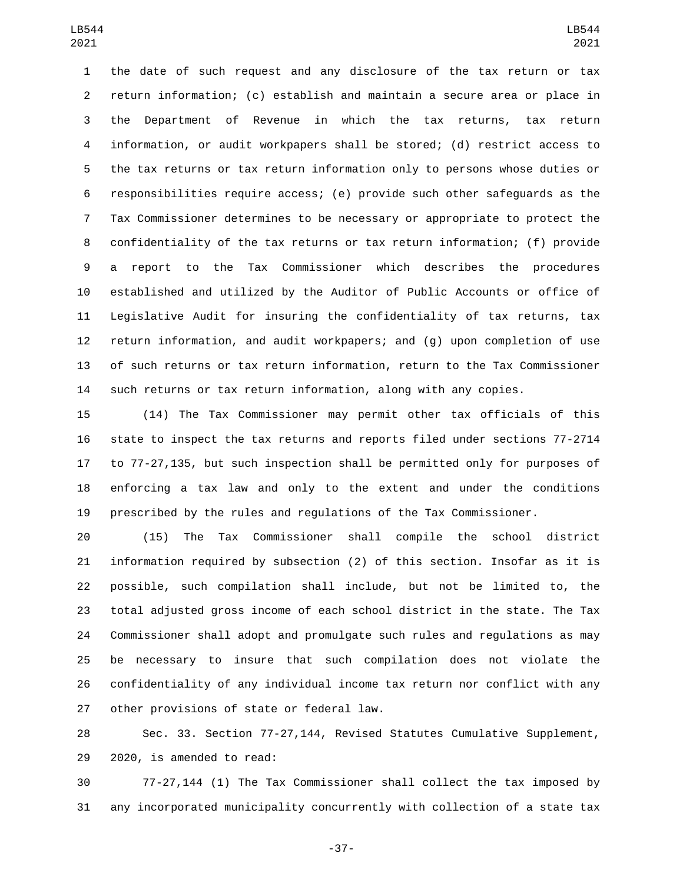the date of such request and any disclosure of the tax return or tax return information; (c) establish and maintain a secure area or place in the Department of Revenue in which the tax returns, tax return information, or audit workpapers shall be stored; (d) restrict access to the tax returns or tax return information only to persons whose duties or responsibilities require access; (e) provide such other safeguards as the Tax Commissioner determines to be necessary or appropriate to protect the confidentiality of the tax returns or tax return information; (f) provide a report to the Tax Commissioner which describes the procedures established and utilized by the Auditor of Public Accounts or office of Legislative Audit for insuring the confidentiality of tax returns, tax return information, and audit workpapers; and (g) upon completion of use of such returns or tax return information, return to the Tax Commissioner such returns or tax return information, along with any copies.

(14) The Tax Commissioner may permit other tax officials of this state to inspect the tax returns and reports filed under sections 77-2714 to 77-27,135, but such inspection shall be permitted only for purposes of enforcing a tax law and only to the extent and under the conditions prescribed by the rules and regulations of the Tax Commissioner.

(15) The Tax Commissioner shall compile the school district information required by subsection (2) of this section. Insofar as it is possible, such compilation shall include, but not be limited to, the total adjusted gross income of each school district in the state. The Tax Commissioner shall adopt and promulgate such rules and regulations as may be necessary to insure that such compilation does not violate the confidentiality of any individual income tax return nor conflict with any other provisions of state or federal law.

Sec. 33. Section 77-27,144, Revised Statutes Cumulative Supplement, 2020, is amended to read:

77-27,144 (1) The Tax Commissioner shall collect the tax imposed by any incorporated municipality concurrently with collection of a state tax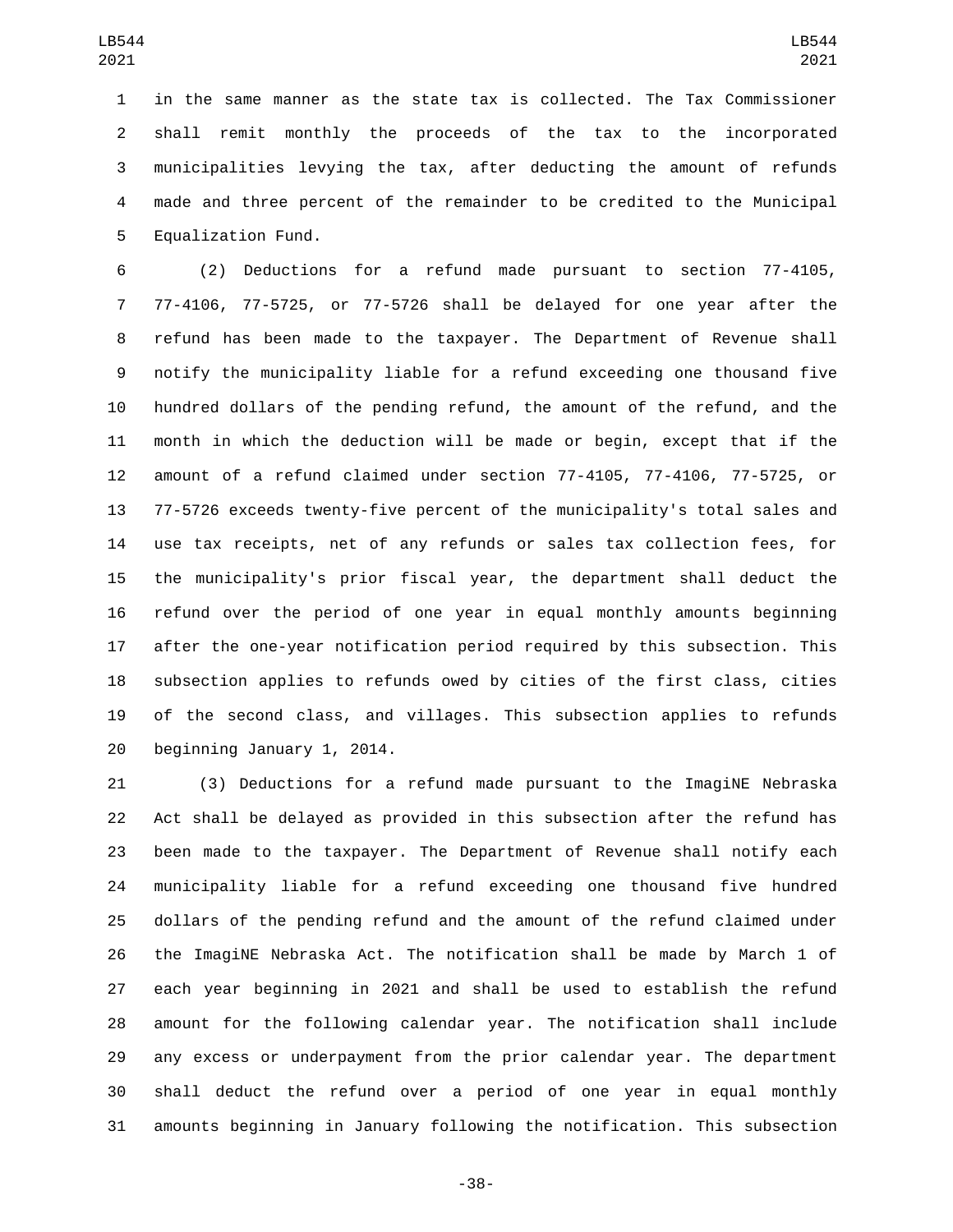in the same manner as the state tax is collected. The Tax Commissioner shall remit monthly the proceeds of the tax to the incorporated municipalities levying the tax, after deducting the amount of refunds made and three percent of the remainder to be credited to the Municipal Equalization Fund.

(2) Deductions for a refund made pursuant to section 77-4105, 77-4106, 77-5725, or 77-5726 shall be delayed for one year after the refund has been made to the taxpayer. The Department of Revenue shall notify the municipality liable for a refund exceeding one thousand five hundred dollars of the pending refund, the amount of the refund, and the month in which the deduction will be made or begin, except that if the amount of a refund claimed under section 77-4105, 77-4106, 77-5725, or 77-5726 exceeds twenty-five percent of the municipality's total sales and use tax receipts, net of any refunds or sales tax collection fees, for the municipality's prior fiscal year, the department shall deduct the refund over the period of one year in equal monthly amounts beginning after the one-year notification period required by this subsection. This subsection applies to refunds owed by cities of the first class, cities of the second class, and villages. This subsection applies to refunds beginning January 1, 2014.

(3) Deductions for a refund made pursuant to the ImagiNE Nebraska Act shall be delayed as provided in this subsection after the refund has been made to the taxpayer. The Department of Revenue shall notify each municipality liable for a refund exceeding one thousand five hundred dollars of the pending refund and the amount of the refund claimed under the ImagiNE Nebraska Act. The notification shall be made by March 1 of each year beginning in 2021 and shall be used to establish the refund amount for the following calendar year. The notification shall include any excess or underpayment from the prior calendar year. The department shall deduct the refund over a period of one year in equal monthly amounts beginning in January following the notification. This subsection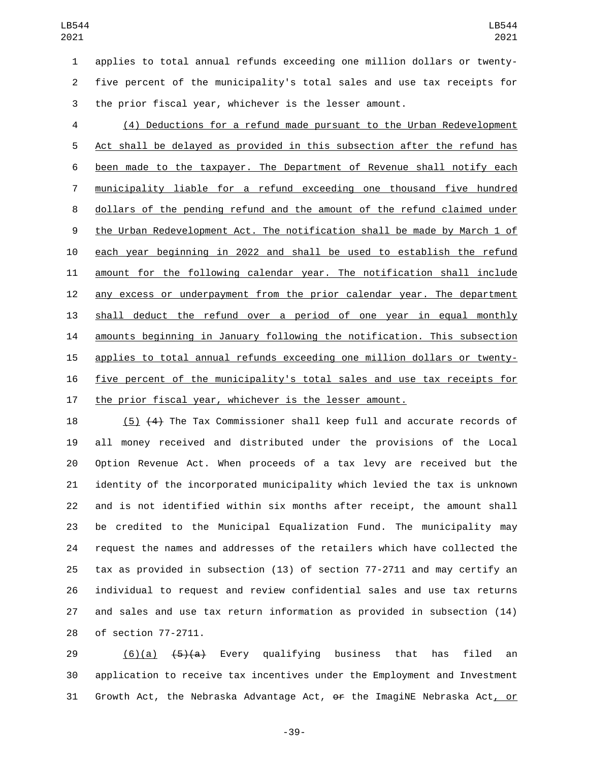applies to total annual refunds exceeding one million dollars or twenty-five percent of the municipality's total sales and use tax receipts for the prior fiscal year, whichever is the lesser amount.

(4) Deductions for a refund made pursuant to the Urban Redevelopment Act shall be delayed as provided in this subsection after the refund has been made to the taxpayer. The Department of Revenue shall notify each municipality liable for a refund exceeding one thousand five hundred dollars of the pending refund and the amount of the refund claimed under the Urban Redevelopment Act. The notification shall be made by March 1 of each year beginning in 2022 and shall be used to establish the refund amount for the following calendar year. The notification shall include any excess or underpayment from the prior calendar year. The department shall deduct the refund over a period of one year in equal monthly amounts beginning in January following the notification. This subsection applies to total annual refunds exceeding one million dollars or twenty-five percent of the municipality's total sales and use tax receipts for the prior fiscal year, whichever is the lesser amount.

(5) ~~(4)~~ The Tax Commissioner shall keep full and accurate records of all money received and distributed under the provisions of the Local Option Revenue Act. When proceeds of a tax levy are received but the identity of the incorporated municipality which levied the tax is unknown and is not identified within six months after receipt, the amount shall be credited to the Municipal Equalization Fund. The municipality may request the names and addresses of the retailers which have collected the tax as provided in subsection (13) of section 77-2711 and may certify an individual to request and review confidential sales and use tax returns and sales and use tax return information as provided in subsection (14) of section 77-2711.

(6)(a) ~~(5)(a)~~ Every qualifying business that has filed an application to receive tax incentives under the Employment and Investment Growth Act, the Nebraska Advantage Act, ~~or~~ the ImagiNE Nebraska Act, or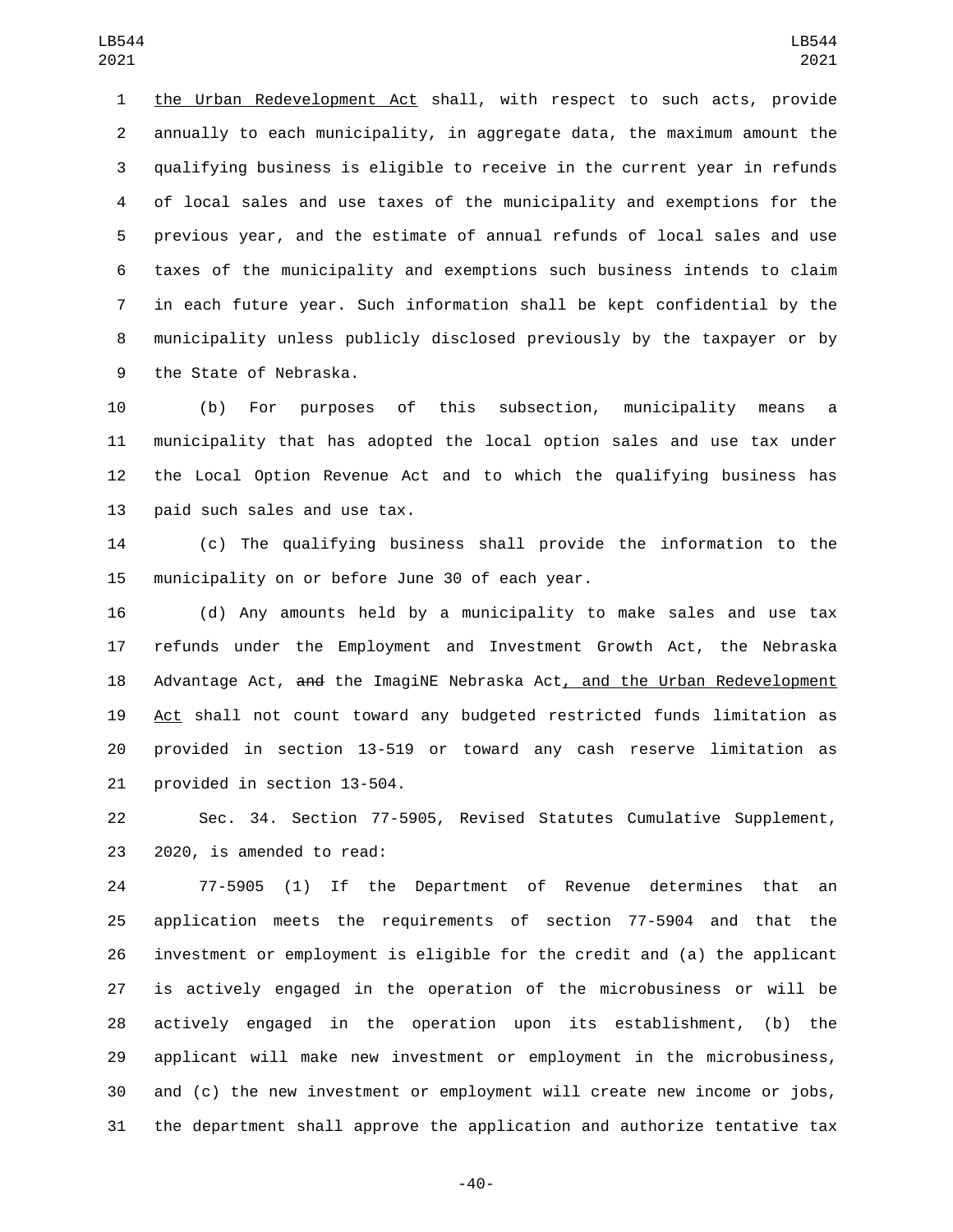the Urban Redevelopment Act shall, with respect to such acts, provide annually to each municipality, in aggregate data, the maximum amount the qualifying business is eligible to receive in the current year in refunds of local sales and use taxes of the municipality and exemptions for the previous year, and the estimate of annual refunds of local sales and use taxes of the municipality and exemptions such business intends to claim in each future year. Such information shall be kept confidential by the municipality unless publicly disclosed previously by the taxpayer or by the State of Nebraska.

(b) For purposes of this subsection, municipality means a municipality that has adopted the local option sales and use tax under the Local Option Revenue Act and to which the qualifying business has paid such sales and use tax.

(c) The qualifying business shall provide the information to the municipality on or before June 30 of each year.

(d) Any amounts held by a municipality to make sales and use tax refunds under the Employment and Investment Growth Act, the Nebraska Advantage Act, ~~and~~ the ImagiNE Nebraska Act, and the Urban Redevelopment Act shall not count toward any budgeted restricted funds limitation as provided in section 13-519 or toward any cash reserve limitation as provided in section 13-504.

Sec. 34. Section 77-5905, Revised Statutes Cumulative Supplement, 2020, is amended to read:

77-5905 (1) If the Department of Revenue determines that an application meets the requirements of section 77-5904 and that the investment or employment is eligible for the credit and (a) the applicant is actively engaged in the operation of the microbusiness or will be actively engaged in the operation upon its establishment, (b) the applicant will make new investment or employment in the microbusiness, and (c) the new investment or employment will create new income or jobs, the department shall approve the application and authorize tentative tax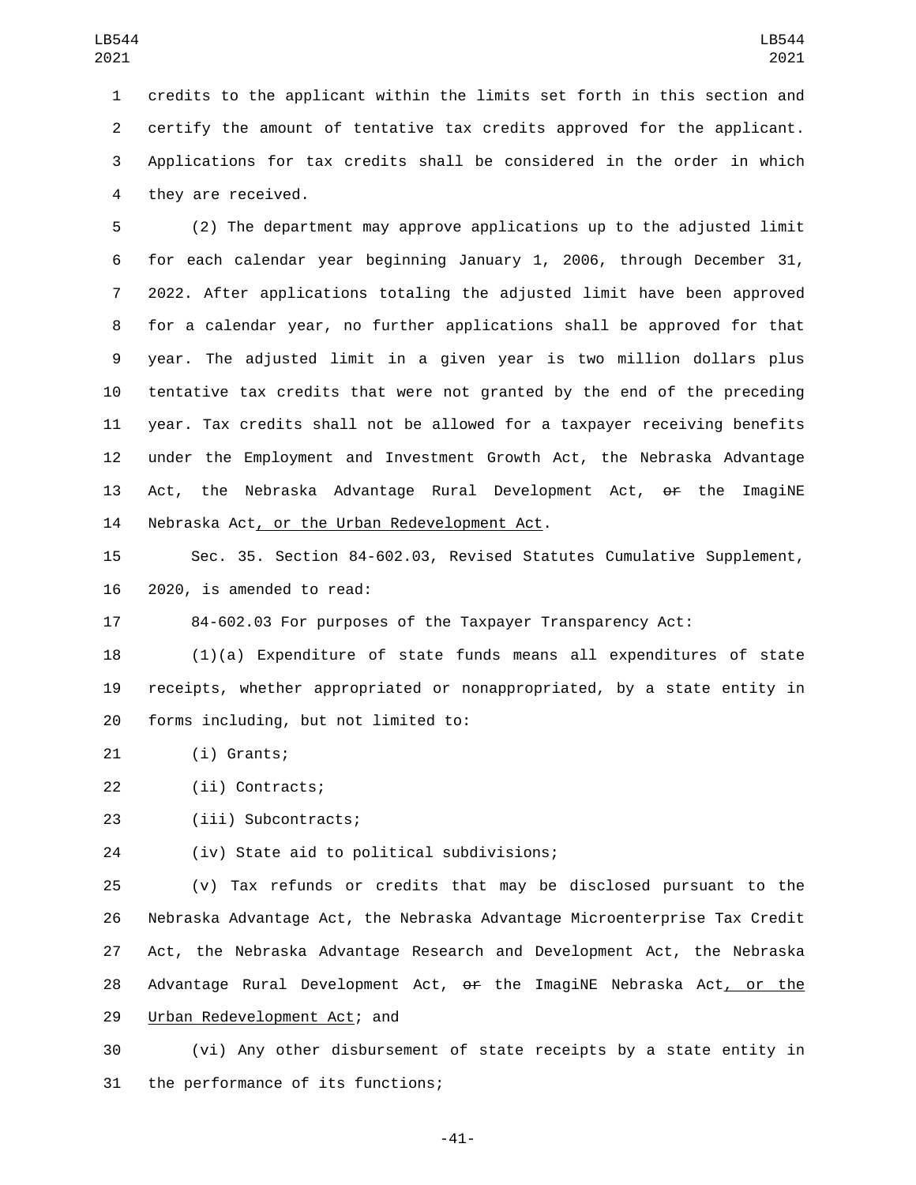credits to the applicant within the limits set forth in this section and certify the amount of tentative tax credits approved for the applicant. Applications for tax credits shall be considered in the order in which they are received.

(2) The department may approve applications up to the adjusted limit for each calendar year beginning January 1, 2006, through December 31, 2022. After applications totaling the adjusted limit have been approved for a calendar year, no further applications shall be approved for that year. The adjusted limit in a given year is two million dollars plus tentative tax credits that were not granted by the end of the preceding year. Tax credits shall not be allowed for a taxpayer receiving benefits under the Employment and Investment Growth Act, the Nebraska Advantage Act, the Nebraska Advantage Rural Development Act, ~~or~~ the ImagiNE Nebraska Act, or the Urban Redevelopment Act.

Sec. 35. Section 84-602.03, Revised Statutes Cumulative Supplement, 2020, is amended to read:

84-602.03 For purposes of the Taxpayer Transparency Act:

(1)(a) Expenditure of state funds means all expenditures of state receipts, whether appropriated or nonappropriated, by a state entity in forms including, but not limited to:

(i) Grants;

(ii) Contracts;

(iii) Subcontracts;

(iv) State aid to political subdivisions;

(v) Tax refunds or credits that may be disclosed pursuant to the Nebraska Advantage Act, the Nebraska Advantage Microenterprise Tax Credit Act, the Nebraska Advantage Research and Development Act, the Nebraska Advantage Rural Development Act, ~~or~~ the ImagiNE Nebraska Act, or the Urban Redevelopment Act; and

(vi) Any other disbursement of state receipts by a state entity in the performance of its functions;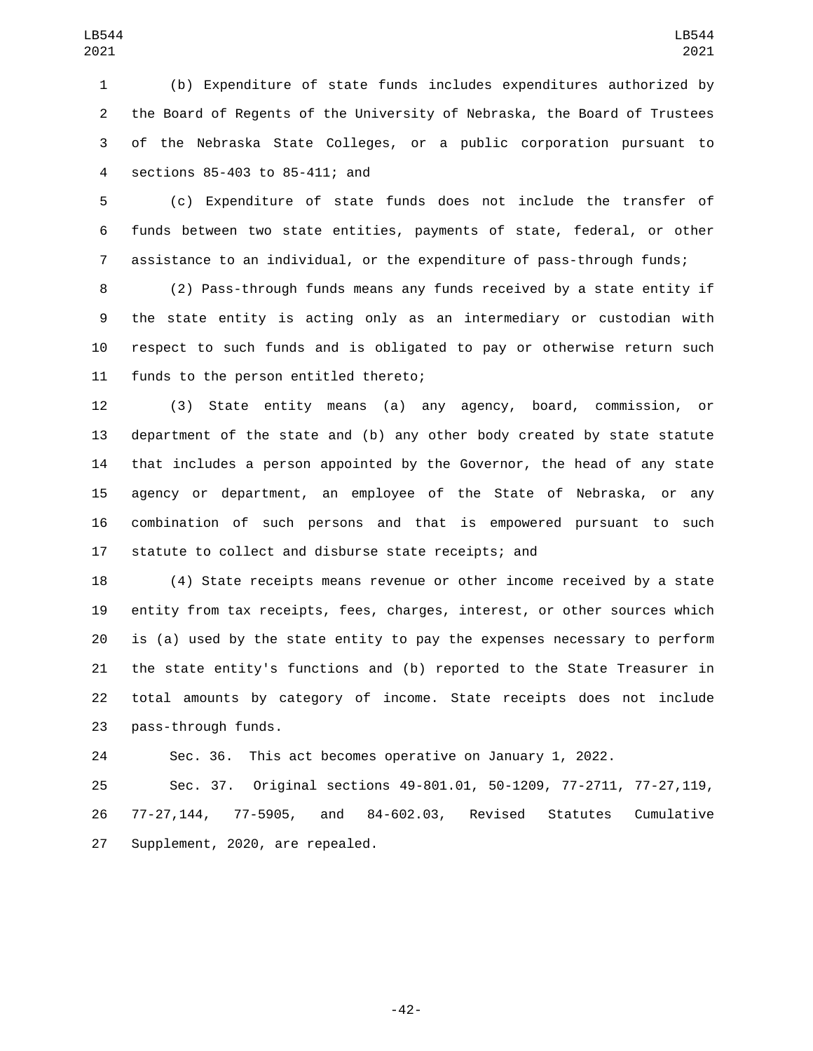(b) Expenditure of state funds includes expenditures authorized by the Board of Regents of the University of Nebraska, the Board of Trustees of the Nebraska State Colleges, or a public corporation pursuant to sections 85-403 to 85-411; and

(c) Expenditure of state funds does not include the transfer of funds between two state entities, payments of state, federal, or other assistance to an individual, or the expenditure of pass-through funds;

(2) Pass-through funds means any funds received by a state entity if the state entity is acting only as an intermediary or custodian with respect to such funds and is obligated to pay or otherwise return such funds to the person entitled thereto;

(3) State entity means (a) any agency, board, commission, or department of the state and (b) any other body created by state statute that includes a person appointed by the Governor, the head of any state agency or department, an employee of the State of Nebraska, or any combination of such persons and that is empowered pursuant to such statute to collect and disburse state receipts; and

(4) State receipts means revenue or other income received by a state entity from tax receipts, fees, charges, interest, or other sources which is (a) used by the state entity to pay the expenses necessary to perform the state entity's functions and (b) reported to the State Treasurer in total amounts by category of income. State receipts does not include pass-through funds.

Sec. 36. This act becomes operative on January 1, 2022.

Sec. 37. Original sections 49-801.01, 50-1209, 77-2711, 77-27,119, 77-27,144, 77-5905, and 84-602.03, Revised Statutes Cumulative Supplement, 2020, are repealed.